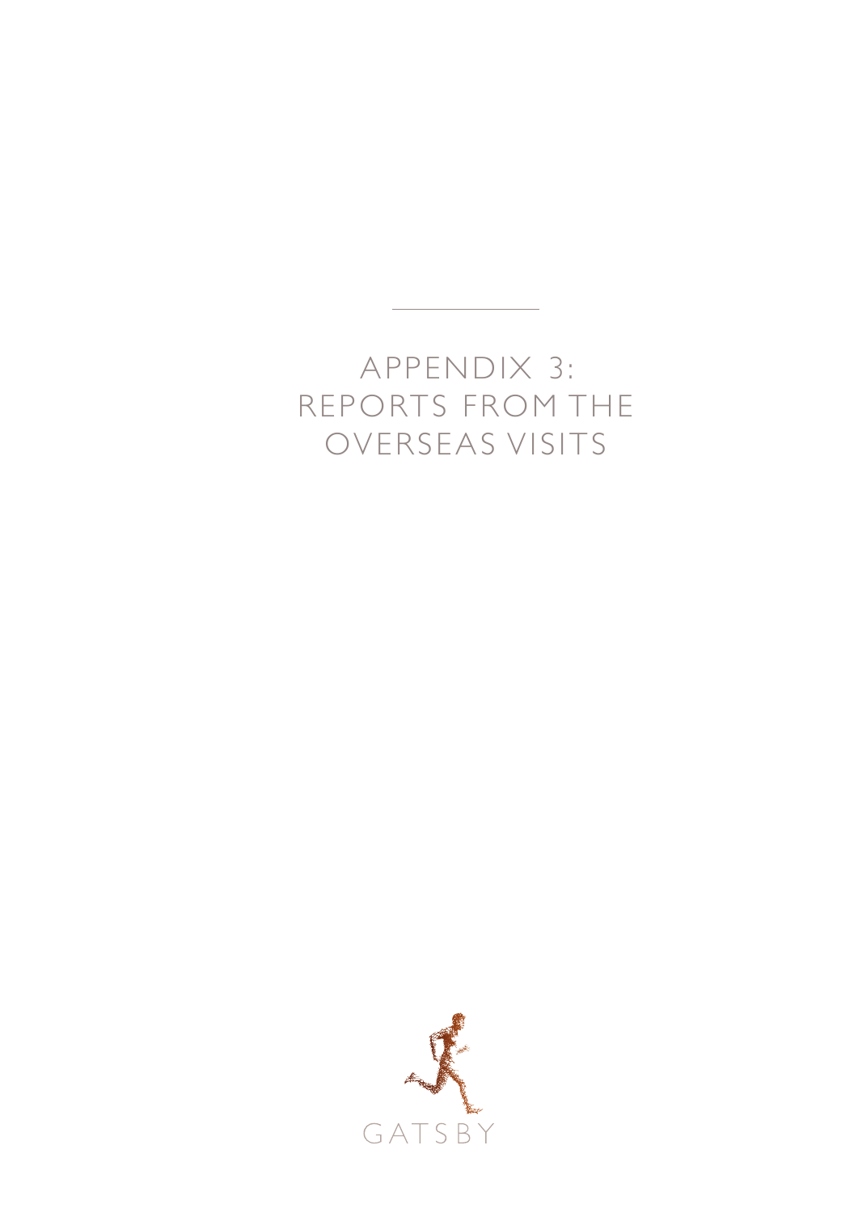# APPENDIX 3: REPORTS FROM THE OVERSEAS VISITS

GATSBY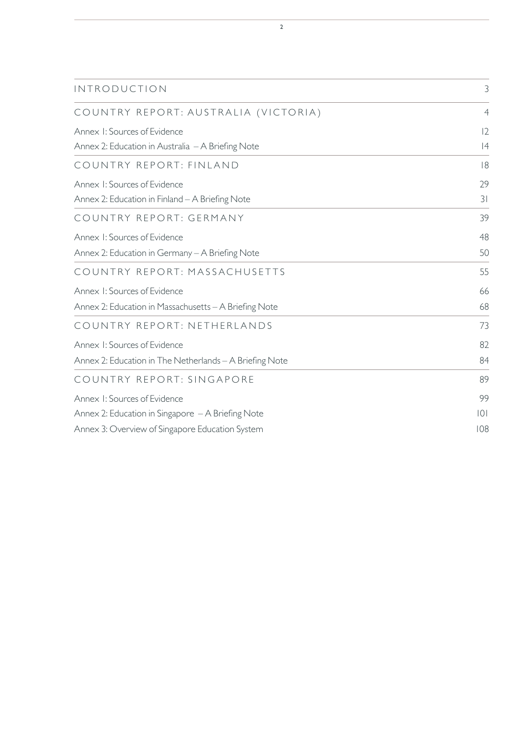| | |
|---|---|
| INTRODUCTION | 3 |
| COUNTRY REPORT: AUSTRALIA (VICTORIA) | 4 |
| Annex 1: Sources of Evidence | 12 |
| Annex 2: Education in Australia – A Briefing Note | 14 |
| COUNTRY REPORT: FINLAND | 18 |
| Annex 1: Sources of Evidence | 29 |
| Annex 2: Education in Finland – A Briefing Note | 31 |
| COUNTRY REPORT: GERMANY | 39 |
| Annex 1: Sources of Evidence | 48 |
| Annex 2: Education in Germany – A Briefing Note | 50 |
| COUNTRY REPORT: MASSACHUSETTS | 55 |
| Annex 1: Sources of Evidence | 66 |
| Annex 2: Education in Massachusetts – A Briefing Note | 68 |
| COUNTRY REPORT: NETHERLANDS | 73 |
| Annex 1: Sources of Evidence | 82 |
| Annex 2: Education in The Netherlands – A Briefing Note | 84 |
| COUNTRY REPORT: SINGAPORE | 89 |
| Annex 1: Sources of Evidence | 99 |
| Annex 2: Education in Singapore – A Briefing Note | 101 |
| Annex 3: Overview of Singapore Education System | 108 |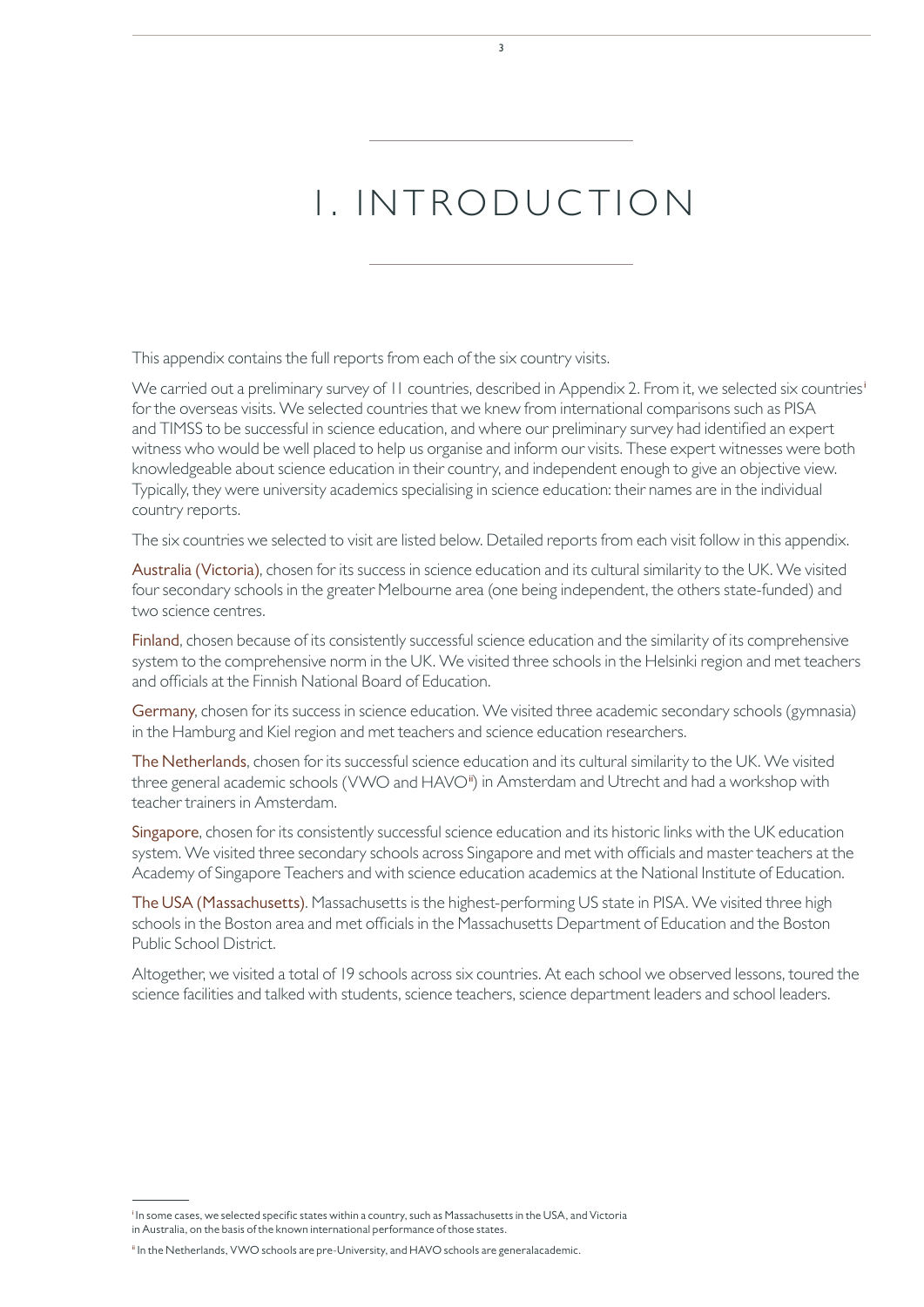# 1. INTRODUCTION

This appendix contains the full reports from each of the six country visits.

We carried out a preliminary survey of 11 countries, described in Appendix 2. From it, we selected six countries[i] for the overseas visits. We selected countries that we knew from international comparisons such as PISA and TIMSS to be successful in science education, and where our preliminary survey had identified an expert witness who would be well placed to help us organise and inform our visits. These expert witnesses were both knowledgeable about science education in their country, and independent enough to give an objective view. Typically, they were university academics specialising in science education: their names are in the individual country reports.

The six countries we selected to visit are listed below. Detailed reports from each visit follow in this appendix.

Australia (Victoria), chosen for its success in science education and its cultural similarity to the UK. We visited four secondary schools in the greater Melbourne area (one being independent, the others state-funded) and two science centres.

Finland, chosen because of its consistently successful science education and the similarity of its comprehensive system to the comprehensive norm in the UK. We visited three schools in the Helsinki region and met teachers and officials at the Finnish National Board of Education.

Germany, chosen for its success in science education. We visited three academic secondary schools (gymnasia) in the Hamburg and Kiel region and met teachers and science education researchers.

The Netherlands, chosen for its successful science education and its cultural similarity to the UK. We visited three general academic schools (VWO and HAVO[ii]) in Amsterdam and Utrecht and had a workshop with teacher trainers in Amsterdam.

Singapore, chosen for its consistently successful science education and its historic links with the UK education system. We visited three secondary schools across Singapore and met with officials and master teachers at the Academy of Singapore Teachers and with science education academics at the National Institute of Education.

The USA (Massachusetts). Massachusetts is the highest-performing US state in PISA. We visited three high schools in the Boston area and met officials in the Massachusetts Department of Education and the Boston Public School District.

Altogether, we visited a total of 19 schools across six countries. At each school we observed lessons, toured the science facilities and talked with students, science teachers, science department leaders and school leaders.

---

[i] In some cases, we selected specific states within a country, such as Massachusetts in the USA, and Victoria in Australia, on the basis of the known international performance of those states.

[ii] In the Netherlands, VWO schools are pre-University, and HAVO schools are generalacademic.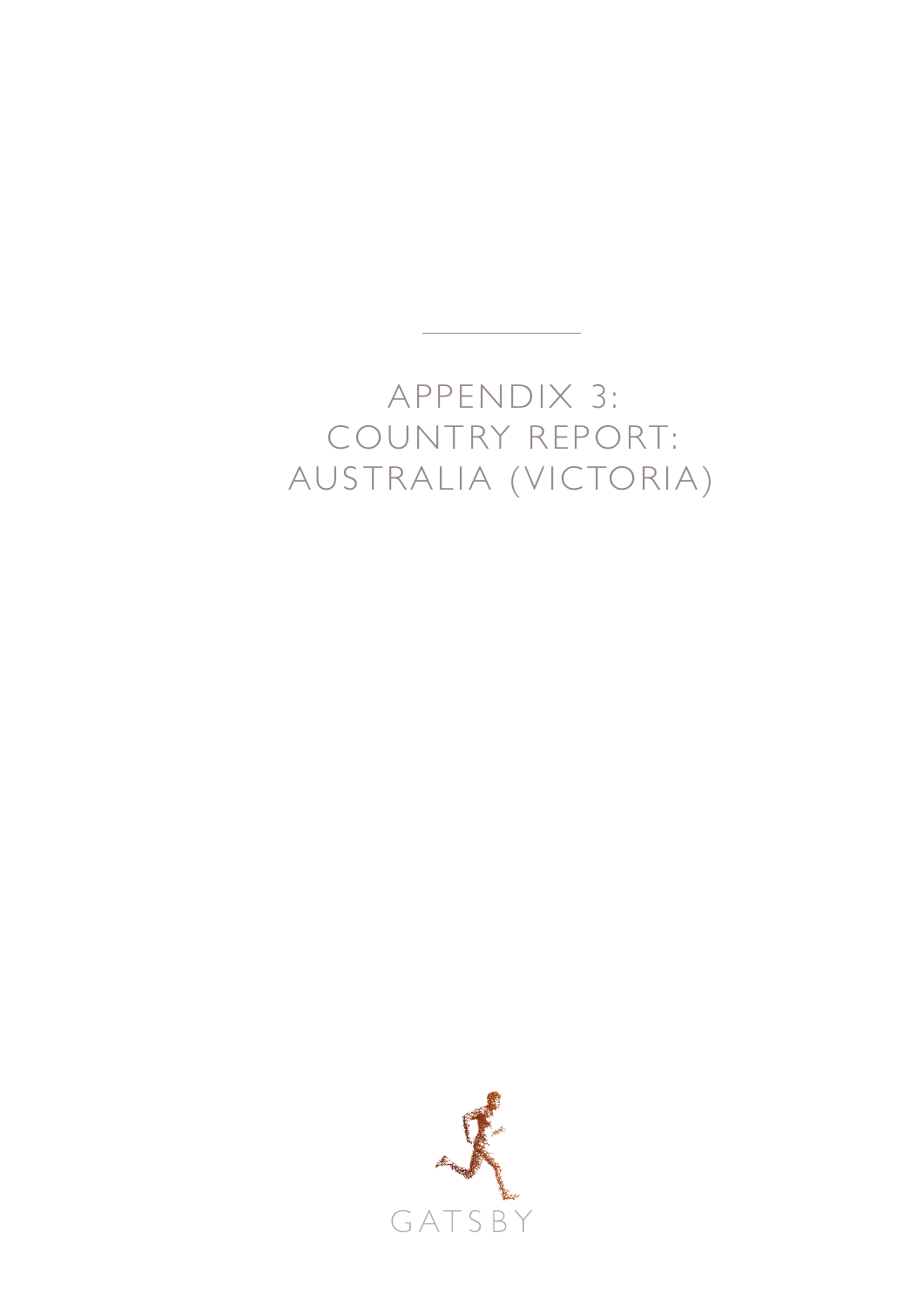# APPENDIX 3: COUNTRY REPORT: AUSTRALIA (VICTORIA)

GATSBY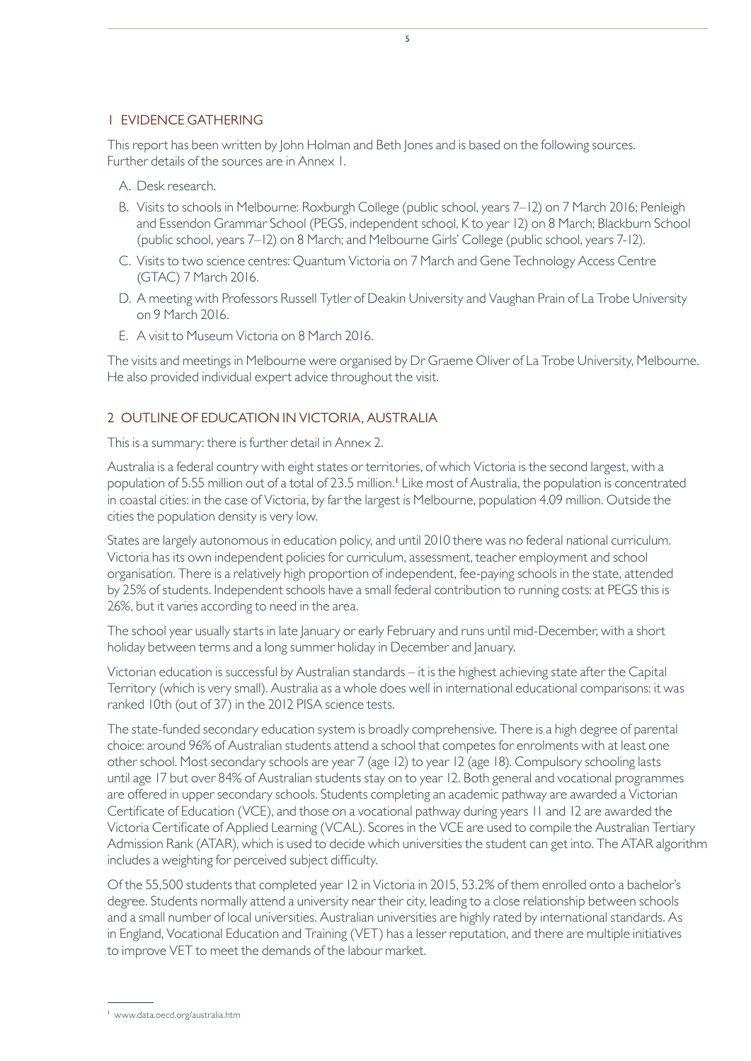## 1 EVIDENCE GATHERING

This report has been written by John Holman and Beth Jones and is based on the following sources. Further details of the sources are in Annex 1.

A. Desk research.

B. Visits to schools in Melbourne: Roxburgh College (public school, years 7–12) on 7 March 2016; Penleigh and Essendon Grammar School (PEGS, independent school, K to year 12) on 8 March; Blackburn School (public school, years 7–12) on 8 March; and Melbourne Girls' College (public school, years 7-12).

C. Visits to two science centres: Quantum Victoria on 7 March and Gene Technology Access Centre (GTAC) 7 March 2016.

D. A meeting with Professors Russell Tytler of Deakin University and Vaughan Prain of La Trobe University on 9 March 2016.

E. A visit to Museum Victoria on 8 March 2016.

The visits and meetings in Melbourne were organised by Dr Graeme Oliver of La Trobe University, Melbourne. He also provided individual expert advice throughout the visit.

## 2 OUTLINE OF EDUCATION IN VICTORIA, AUSTRALIA

This is a summary: there is further detail in Annex 2.

Australia is a federal country with eight states or territories, of which Victoria is the second largest, with a population of 5.55 million out of a total of 23.5 million.[1] Like most of Australia, the population is concentrated in coastal cities: in the case of Victoria, by far the largest is Melbourne, population 4.09 million. Outside the cities the population density is very low.

States are largely autonomous in education policy, and until 2010 there was no federal national curriculum. Victoria has its own independent policies for curriculum, assessment, teacher employment and school organisation. There is a relatively high proportion of independent, fee-paying schools in the state, attended by 25% of students. Independent schools have a small federal contribution to running costs: at PEGS this is 26%, but it varies according to need in the area.

The school year usually starts in late January or early February and runs until mid-December, with a short holiday between terms and a long summer holiday in December and January.

Victorian education is successful by Australian standards – it is the highest achieving state after the Capital Territory (which is very small). Australia as a whole does well in international educational comparisons: it was ranked 10th (out of 37) in the 2012 PISA science tests.

The state-funded secondary education system is broadly comprehensive. There is a high degree of parental choice: around 96% of Australian students attend a school that competes for enrolments with at least one other school. Most secondary schools are year 7 (age 12) to year 12 (age 18). Compulsory schooling lasts until age 17 but over 84% of Australian students stay on to year 12. Both general and vocational programmes are offered in upper secondary schools. Students completing an academic pathway are awarded a Victorian Certificate of Education (VCE), and those on a vocational pathway during years 11 and 12 are awarded the Victoria Certificate of Applied Learning (VCAL). Scores in the VCE are used to compile the Australian Tertiary Admission Rank (ATAR), which is used to decide which universities the student can get into. The ATAR algorithm includes a weighting for perceived subject difficulty.

Of the 55,500 students that completed year 12 in Victoria in 2015, 53.2% of them enrolled onto a bachelor's degree. Students normally attend a university near their city, leading to a close relationship between schools and a small number of local universities. Australian universities are highly rated by international standards. As in England, Vocational Education and Training (VET) has a lesser reputation, and there are multiple initiatives to improve VET to meet the demands of the labour market.

---

[1] www.data.oecd.org/australia.htm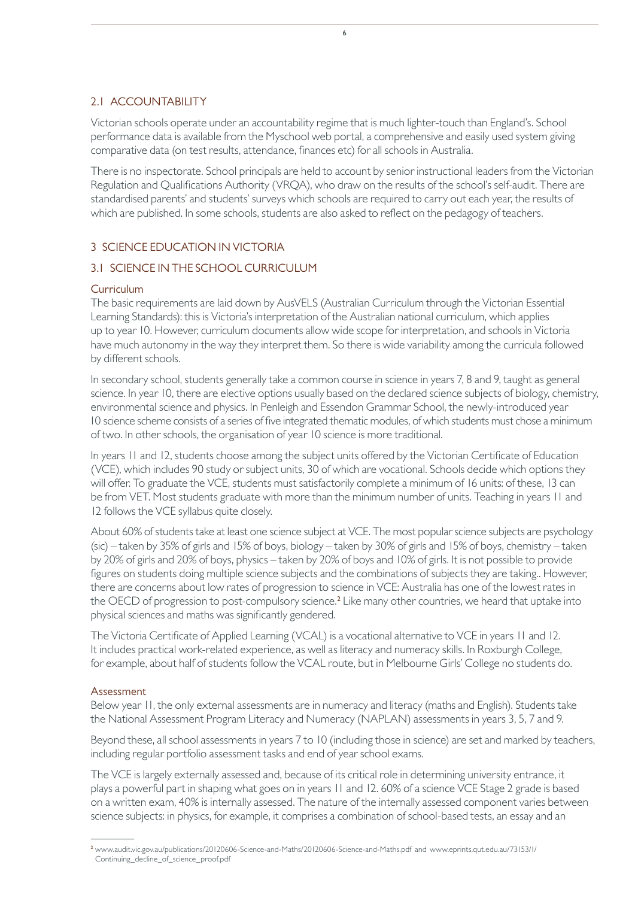## 2.1 ACCOUNTABILITY

Victorian schools operate under an accountability regime that is much lighter-touch than England's. School performance data is available from the Myschool web portal, a comprehensive and easily used system giving comparative data (on test results, attendance, finances etc) for all schools in Australia.

There is no inspectorate. School principals are held to account by senior instructional leaders from the Victorian Regulation and Qualifications Authority (VRQA), who draw on the results of the school's self-audit. There are standardised parents' and students' surveys which schools are required to carry out each year, the results of which are published. In some schools, students are also asked to reflect on the pedagogy of teachers.

# 3 SCIENCE EDUCATION IN VICTORIA

## 3.1 SCIENCE IN THE SCHOOL CURRICULUM

### Curriculum

The basic requirements are laid down by AusVELS (Australian Curriculum through the Victorian Essential Learning Standards): this is Victoria's interpretation of the Australian national curriculum, which applies up to year 10. However, curriculum documents allow wide scope for interpretation, and schools in Victoria have much autonomy in the way they interpret them. So there is wide variability among the curricula followed by different schools.

In secondary school, students generally take a common course in science in years 7, 8 and 9, taught as general science. In year 10, there are elective options usually based on the declared science subjects of biology, chemistry, environmental science and physics. In Penleigh and Essendon Grammar School, the newly-introduced year 10 science scheme consists of a series of five integrated thematic modules, of which students must chose a minimum of two. In other schools, the organisation of year 10 science is more traditional.

In years 11 and 12, students choose among the subject units offered by the Victorian Certificate of Education (VCE), which includes 90 study or subject units, 30 of which are vocational. Schools decide which options they will offer. To graduate the VCE, students must satisfactorily complete a minimum of 16 units: of these, 13 can be from VET. Most students graduate with more than the minimum number of units. Teaching in years 11 and 12 follows the VCE syllabus quite closely.

About 60% of students take at least one science subject at VCE. The most popular science subjects are psychology (sic) – taken by 35% of girls and 15% of boys, biology – taken by 30% of girls and 15% of boys, chemistry – taken by 20% of girls and 20% of boys, physics – taken by 20% of boys and 10% of girls. It is not possible to provide figures on students doing multiple science subjects and the combinations of subjects they are taking.. However, there are concerns about low rates of progression to science in VCE: Australia has one of the lowest rates in the OECD of progression to post-compulsory science.[2] Like many other countries, we heard that uptake into physical sciences and maths was significantly gendered.

The Victoria Certificate of Applied Learning (VCAL) is a vocational alternative to VCE in years 11 and 12. It includes practical work-related experience, as well as literacy and numeracy skills. In Roxburgh College, for example, about half of students follow the VCAL route, but in Melbourne Girls' College no students do.

### Assessment

Below year 11, the only external assessments are in numeracy and literacy (maths and English). Students take the National Assessment Program Literacy and Numeracy (NAPLAN) assessments in years 3, 5, 7 and 9.

Beyond these, all school assessments in years 7 to 10 (including those in science) are set and marked by teachers, including regular portfolio assessment tasks and end of year school exams.

The VCE is largely externally assessed and, because of its critical role in determining university entrance, it plays a powerful part in shaping what goes on in years 11 and 12. 60% of a science VCE Stage 2 grade is based on a written exam, 40% is internally assessed. The nature of the internally assessed component varies between science subjects: in physics, for example, it comprises a combination of school-based tests, an essay and an

---

[2] www.audit.vic.gov.au/publications/20120606-Science-and-Maths/20120606-Science-and-Maths.pdf and www.eprints.qut.edu.au/73153/1/Continuing_decline_of_science_proof.pdf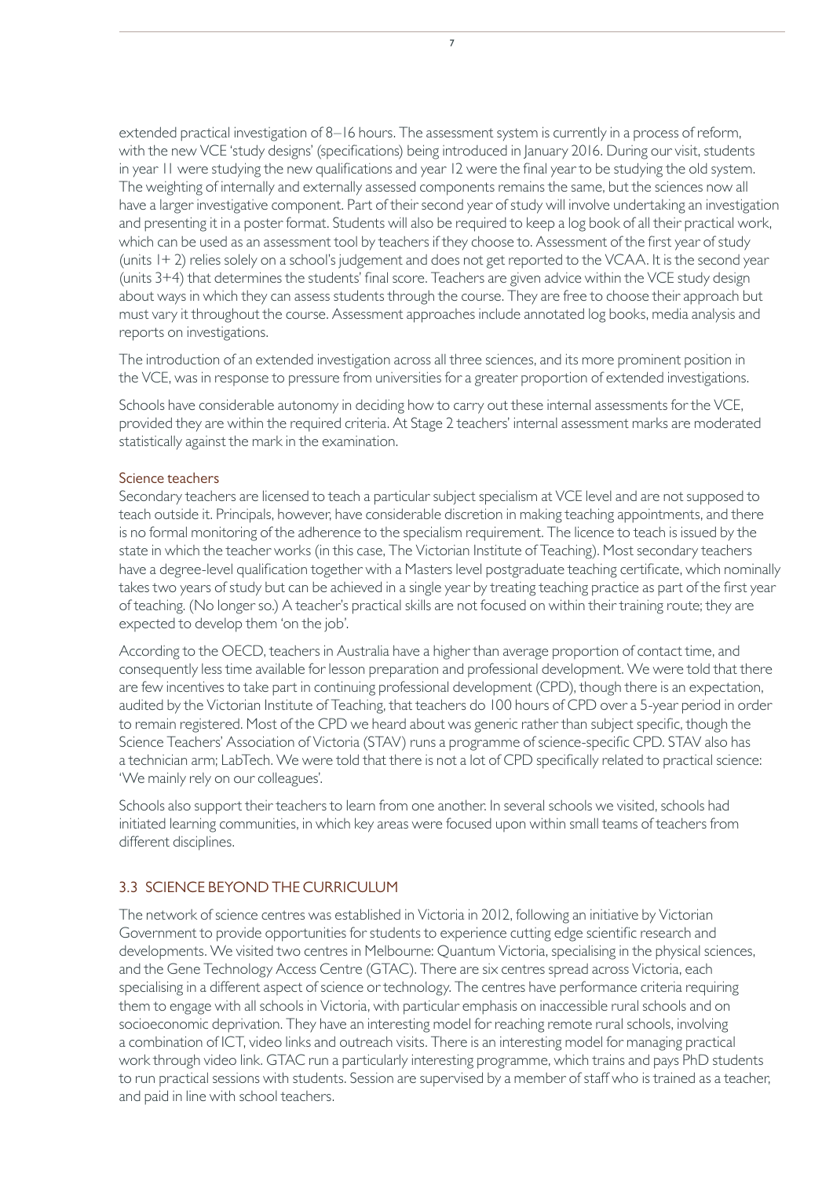extended practical investigation of 8–16 hours. The assessment system is currently in a process of reform, with the new VCE 'study designs' (specifications) being introduced in January 2016. During our visit, students in year 11 were studying the new qualifications and year 12 were the final year to be studying the old system. The weighting of internally and externally assessed components remains the same, but the sciences now all have a larger investigative component. Part of their second year of study will involve undertaking an investigation and presenting it in a poster format. Students will also be required to keep a log book of all their practical work, which can be used as an assessment tool by teachers if they choose to. Assessment of the first year of study (units 1+ 2) relies solely on a school's judgement and does not get reported to the VCAA. It is the second year (units 3+4) that determines the students' final score. Teachers are given advice within the VCE study design about ways in which they can assess students through the course. They are free to choose their approach but must vary it throughout the course. Assessment approaches include annotated log books, media analysis and reports on investigations.

The introduction of an extended investigation across all three sciences, and its more prominent position in the VCE, was in response to pressure from universities for a greater proportion of extended investigations.

Schools have considerable autonomy in deciding how to carry out these internal assessments for the VCE, provided they are within the required criteria. At Stage 2 teachers' internal assessment marks are moderated statistically against the mark in the examination.

### Science teachers

Secondary teachers are licensed to teach a particular subject specialism at VCE level and are not supposed to teach outside it. Principals, however, have considerable discretion in making teaching appointments, and there is no formal monitoring of the adherence to the specialism requirement. The licence to teach is issued by the state in which the teacher works (in this case, The Victorian Institute of Teaching). Most secondary teachers have a degree-level qualification together with a Masters level postgraduate teaching certificate, which nominally takes two years of study but can be achieved in a single year by treating teaching practice as part of the first year of teaching. (No longer so.) A teacher's practical skills are not focused on within their training route; they are expected to develop them 'on the job'.

According to the OECD, teachers in Australia have a higher than average proportion of contact time, and consequently less time available for lesson preparation and professional development. We were told that there are few incentives to take part in continuing professional development (CPD), though there is an expectation, audited by the Victorian Institute of Teaching, that teachers do 100 hours of CPD over a 5-year period in order to remain registered. Most of the CPD we heard about was generic rather than subject specific, though the Science Teachers' Association of Victoria (STAV) runs a programme of science-specific CPD. STAV also has a technician arm; LabTech. We were told that there is not a lot of CPD specifically related to practical science: 'We mainly rely on our colleagues'.

Schools also support their teachers to learn from one another. In several schools we visited, schools had initiated learning communities, in which key areas were focused upon within small teams of teachers from different disciplines.

## 3.3 SCIENCE BEYOND THE CURRICULUM

The network of science centres was established in Victoria in 2012, following an initiative by Victorian Government to provide opportunities for students to experience cutting edge scientific research and developments. We visited two centres in Melbourne: Quantum Victoria, specialising in the physical sciences, and the Gene Technology Access Centre (GTAC). There are six centres spread across Victoria, each specialising in a different aspect of science or technology. The centres have performance criteria requiring them to engage with all schools in Victoria, with particular emphasis on inaccessible rural schools and on socioeconomic deprivation. They have an interesting model for reaching remote rural schools, involving a combination of ICT, video links and outreach visits. There is an interesting model for managing practical work through video link. GTAC run a particularly interesting programme, which trains and pays PhD students to run practical sessions with students. Session are supervised by a member of staff who is trained as a teacher, and paid in line with school teachers.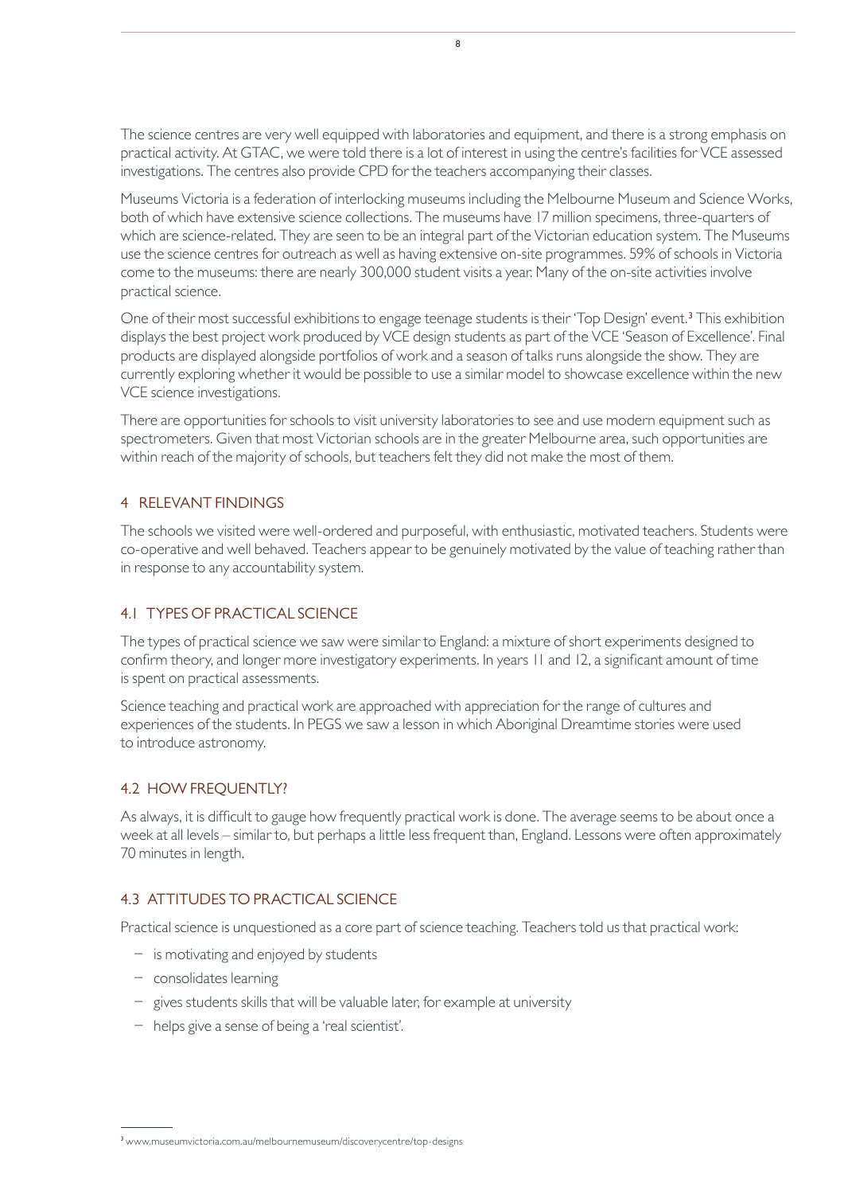The science centres are very well equipped with laboratories and equipment, and there is a strong emphasis on practical activity. At GTAC, we were told there is a lot of interest in using the centre's facilities for VCE assessed investigations. The centres also provide CPD for the teachers accompanying their classes.

Museums Victoria is a federation of interlocking museums including the Melbourne Museum and Science Works, both of which have extensive science collections. The museums have 17 million specimens, three-quarters of which are science-related. They are seen to be an integral part of the Victorian education system. The Museums use the science centres for outreach as well as having extensive on-site programmes. 59% of schools in Victoria come to the museums: there are nearly 300,000 student visits a year. Many of the on-site activities involve practical science.

One of their most successful exhibitions to engage teenage students is their 'Top Design' event.[3] This exhibition displays the best project work produced by VCE design students as part of the VCE 'Season of Excellence'. Final products are displayed alongside portfolios of work and a season of talks runs alongside the show. They are currently exploring whether it would be possible to use a similar model to showcase excellence within the new VCE science investigations.

There are opportunities for schools to visit university laboratories to see and use modern equipment such as spectrometers. Given that most Victorian schools are in the greater Melbourne area, such opportunities are within reach of the majority of schools, but teachers felt they did not make the most of them.

## 4 RELEVANT FINDINGS

The schools we visited were well-ordered and purposeful, with enthusiastic, motivated teachers. Students were co-operative and well behaved. Teachers appear to be genuinely motivated by the value of teaching rather than in response to any accountability system.

### 4.1 TYPES OF PRACTICAL SCIENCE

The types of practical science we saw were similar to England: a mixture of short experiments designed to confirm theory, and longer more investigatory experiments. In years 11 and 12, a significant amount of time is spent on practical assessments.

Science teaching and practical work are approached with appreciation for the range of cultures and experiences of the students. In PEGS we saw a lesson in which Aboriginal Dreamtime stories were used to introduce astronomy.

### 4.2 HOW FREQUENTLY?

As always, it is difficult to gauge how frequently practical work is done. The average seems to be about once a week at all levels – similar to, but perhaps a little less frequent than, England. Lessons were often approximately 70 minutes in length.

### 4.3 ATTITUDES TO PRACTICAL SCIENCE

Practical science is unquestioned as a core part of science teaching. Teachers told us that practical work:

- is motivating and enjoyed by students
- consolidates learning
- gives students skills that will be valuable later, for example at university
- helps give a sense of being a 'real scientist'.

---

[3] www.museumvictoria.com.au/melbournemuseum/discoverycentre/top-designs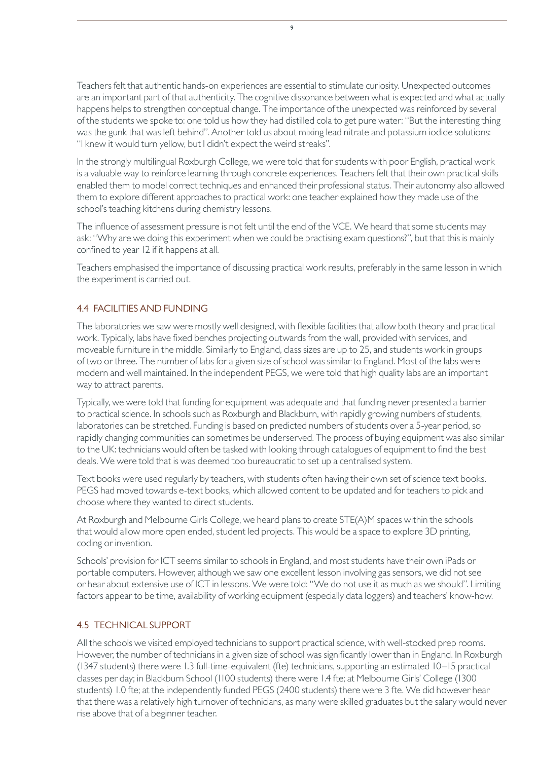Teachers felt that authentic hands-on experiences are essential to stimulate curiosity. Unexpected outcomes are an important part of that authenticity. The cognitive dissonance between what is expected and what actually happens helps to strengthen conceptual change. The importance of the unexpected was reinforced by several of the students we spoke to: one told us how they had distilled cola to get pure water: "But the interesting thing was the gunk that was left behind". Another told us about mixing lead nitrate and potassium iodide solutions: "I knew it would turn yellow, but I didn't expect the weird streaks".

In the strongly multilingual Roxburgh College, we were told that for students with poor English, practical work is a valuable way to reinforce learning through concrete experiences. Teachers felt that their own practical skills enabled them to model correct techniques and enhanced their professional status. Their autonomy also allowed them to explore different approaches to practical work: one teacher explained how they made use of the school's teaching kitchens during chemistry lessons.

The influence of assessment pressure is not felt until the end of the VCE. We heard that some students may ask: "Why are we doing this experiment when we could be practising exam questions?", but that this is mainly confined to year 12 if it happens at all.

Teachers emphasised the importance of discussing practical work results, preferably in the same lesson in which the experiment is carried out.

## 4.4 FACILITIES AND FUNDING

The laboratories we saw were mostly well designed, with flexible facilities that allow both theory and practical work. Typically, labs have fixed benches projecting outwards from the wall, provided with services, and moveable furniture in the middle. Similarly to England, class sizes are up to 25, and students work in groups of two or three. The number of labs for a given size of school was similar to England. Most of the labs were modern and well maintained. In the independent PEGS, we were told that high quality labs are an important way to attract parents.

Typically, we were told that funding for equipment was adequate and that funding never presented a barrier to practical science. In schools such as Roxburgh and Blackburn, with rapidly growing numbers of students, laboratories can be stretched. Funding is based on predicted numbers of students over a 5-year period, so rapidly changing communities can sometimes be underserved. The process of buying equipment was also similar to the UK: technicians would often be tasked with looking through catalogues of equipment to find the best deals. We were told that is was deemed too bureaucratic to set up a centralised system.

Text books were used regularly by teachers, with students often having their own set of science text books. PEGS had moved towards e-text books, which allowed content to be updated and for teachers to pick and choose where they wanted to direct students.

At Roxburgh and Melbourne Girls College, we heard plans to create STE(A)M spaces within the schools that would allow more open ended, student led projects. This would be a space to explore 3D printing, coding or invention.

Schools' provision for ICT seems similar to schools in England, and most students have their own iPads or portable computers. However, although we saw one excellent lesson involving gas sensors, we did not see or hear about extensive use of ICT in lessons. We were told: "We do not use it as much as we should". Limiting factors appear to be time, availability of working equipment (especially data loggers) and teachers' know-how.

## 4.5 TECHNICAL SUPPORT

All the schools we visited employed technicians to support practical science, with well-stocked prep rooms. However, the number of technicians in a given size of school was significantly lower than in England. In Roxburgh (1347 students) there were 1.3 full-time-equivalent (fte) technicians, supporting an estimated 10–15 practical classes per day; in Blackburn School (1100 students) there were 1.4 fte; at Melbourne Girls' College (1300 students) 1.0 fte; at the independently funded PEGS (2400 students) there were 3 fte. We did however hear that there was a relatively high turnover of technicians, as many were skilled graduates but the salary would never rise above that of a beginner teacher.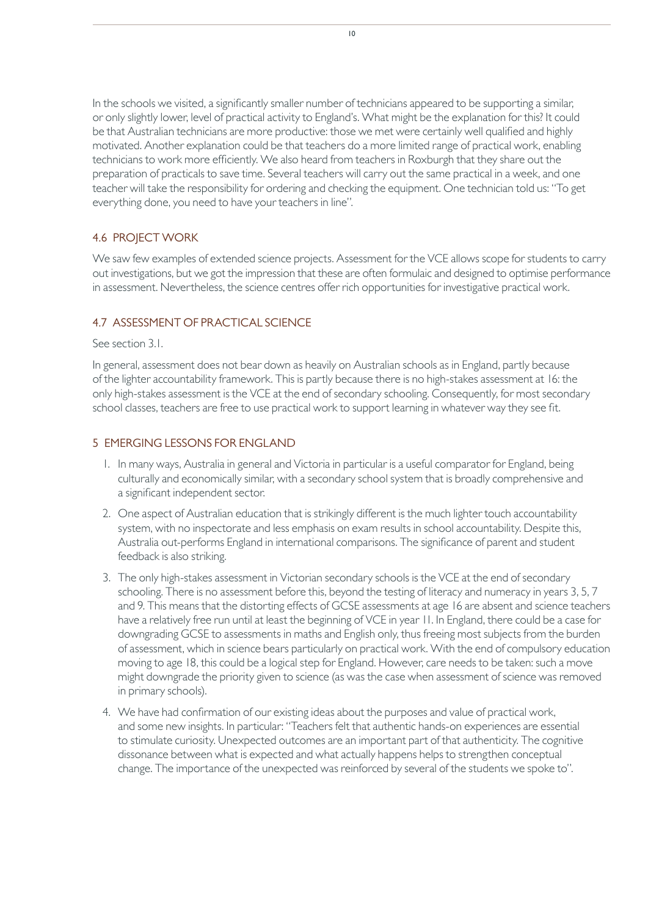In the schools we visited, a significantly smaller number of technicians appeared to be supporting a similar, or only slightly lower, level of practical activity to England's. What might be the explanation for this? It could be that Australian technicians are more productive: those we met were certainly well qualified and highly motivated. Another explanation could be that teachers do a more limited range of practical work, enabling technicians to work more efficiently. We also heard from teachers in Roxburgh that they share out the preparation of practicals to save time. Several teachers will carry out the same practical in a week, and one teacher will take the responsibility for ordering and checking the equipment. One technician told us: "To get everything done, you need to have your teachers in line".

### 4.6 PROJECT WORK

We saw few examples of extended science projects. Assessment for the VCE allows scope for students to carry out investigations, but we got the impression that these are often formulaic and designed to optimise performance in assessment. Nevertheless, the science centres offer rich opportunities for investigative practical work.

### 4.7 ASSESSMENT OF PRACTICAL SCIENCE

See section 3.1.

In general, assessment does not bear down as heavily on Australian schools as in England, partly because of the lighter accountability framework. This is partly because there is no high-stakes assessment at 16: the only high-stakes assessment is the VCE at the end of secondary schooling. Consequently, for most secondary school classes, teachers are free to use practical work to support learning in whatever way they see fit.

## 5 EMERGING LESSONS FOR ENGLAND

1. In many ways, Australia in general and Victoria in particular is a useful comparator for England, being culturally and economically similar, with a secondary school system that is broadly comprehensive and a significant independent sector.
2. One aspect of Australian education that is strikingly different is the much lighter touch accountability system, with no inspectorate and less emphasis on exam results in school accountability. Despite this, Australia out-performs England in international comparisons. The significance of parent and student feedback is also striking.
3. The only high-stakes assessment in Victorian secondary schools is the VCE at the end of secondary schooling. There is no assessment before this, beyond the testing of literacy and numeracy in years 3, 5, 7 and 9. This means that the distorting effects of GCSE assessments at age 16 are absent and science teachers have a relatively free run until at least the beginning of VCE in year 11. In England, there could be a case for downgrading GCSE to assessments in maths and English only, thus freeing most subjects from the burden of assessment, which in science bears particularly on practical work. With the end of compulsory education moving to age 18, this could be a logical step for England. However, care needs to be taken: such a move might downgrade the priority given to science (as was the case when assessment of science was removed in primary schools).
4. We have had confirmation of our existing ideas about the purposes and value of practical work, and some new insights. In particular: "Teachers felt that authentic hands-on experiences are essential to stimulate curiosity. Unexpected outcomes are an important part of that authenticity. The cognitive dissonance between what is expected and what actually happens helps to strengthen conceptual change. The importance of the unexpected was reinforced by several of the students we spoke to".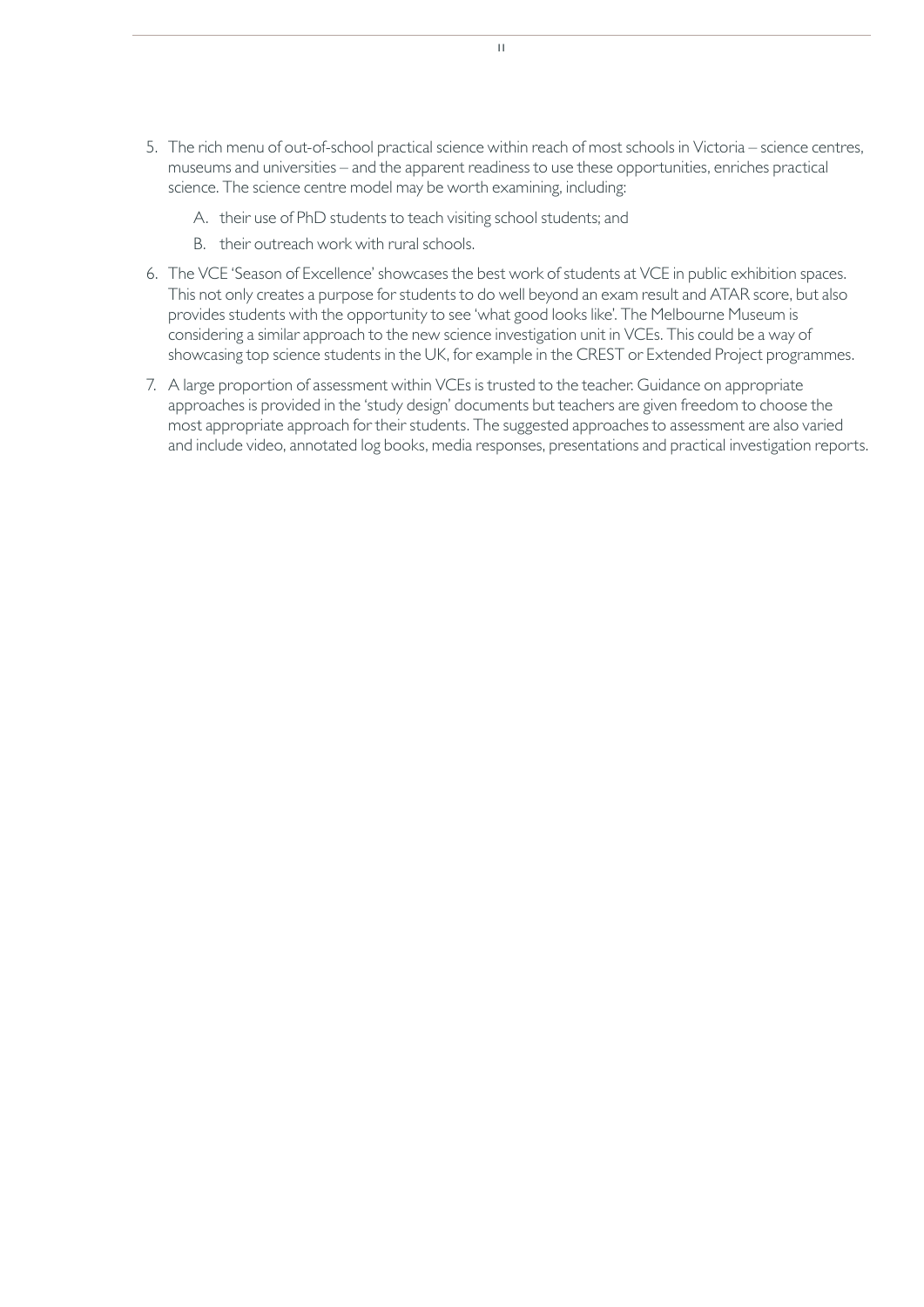5. The rich menu of out-of-school practical science within reach of most schools in Victoria – science centres, museums and universities – and the apparent readiness to use these opportunities, enriches practical science. The science centre model may be worth examining, including:

   A. their use of PhD students to teach visiting school students; and

   B. their outreach work with rural schools.

6. The VCE 'Season of Excellence' showcases the best work of students at VCE in public exhibition spaces. This not only creates a purpose for students to do well beyond an exam result and ATAR score, but also provides students with the opportunity to see 'what good looks like'. The Melbourne Museum is considering a similar approach to the new science investigation unit in VCEs. This could be a way of showcasing top science students in the UK, for example in the CREST or Extended Project programmes.

7. A large proportion of assessment within VCEs is trusted to the teacher. Guidance on appropriate approaches is provided in the 'study design' documents but teachers are given freedom to choose the most appropriate approach for their students. The suggested approaches to assessment are also varied and include video, annotated log books, media responses, presentations and practical investigation reports.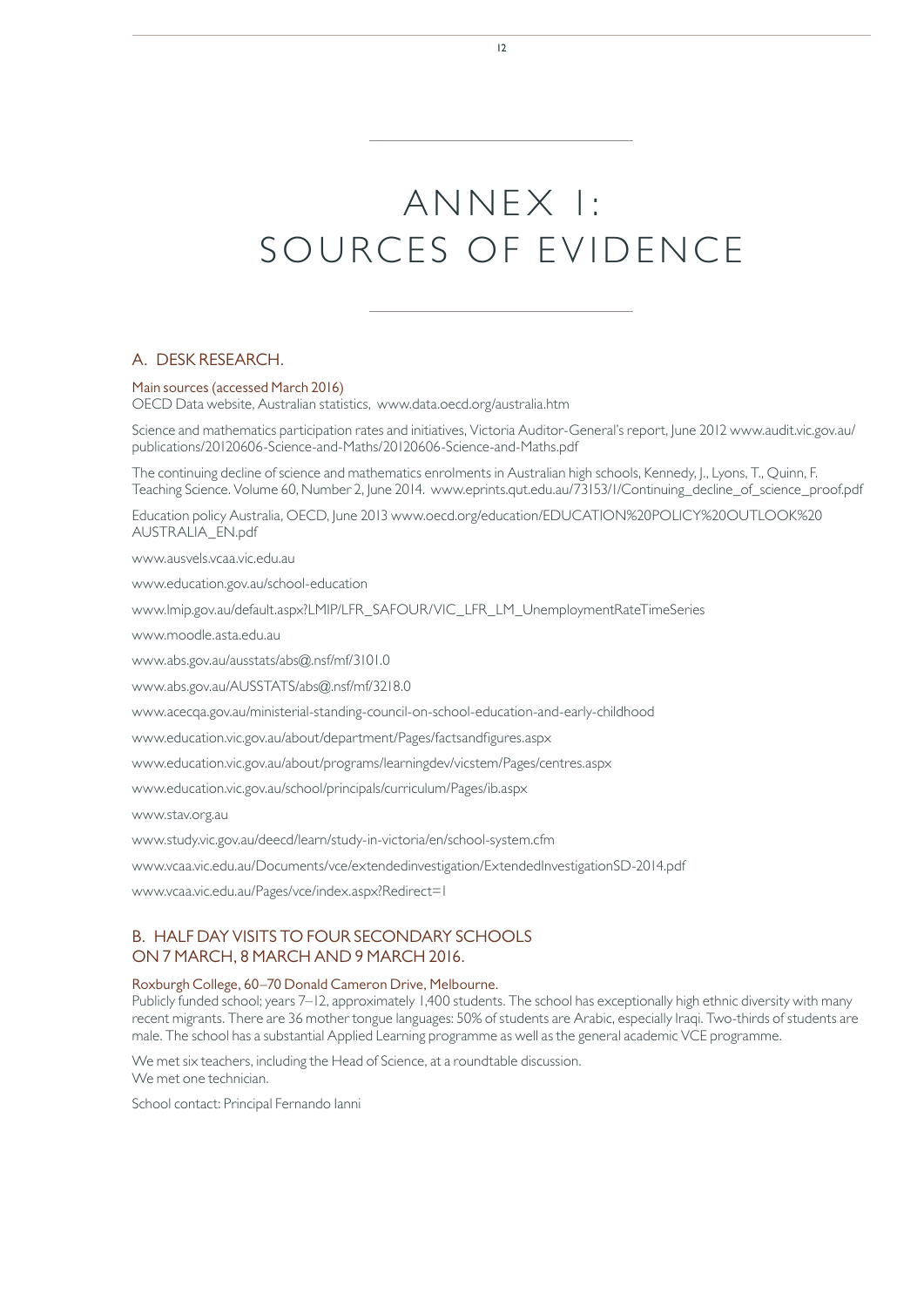# ANNEX 1: SOURCES OF EVIDENCE

## A. DESK RESEARCH.

### Main sources (accessed March 2016)

OECD Data website, Australian statistics, www.data.oecd.org/australia.htm

Science and mathematics participation rates and initiatives, Victoria Auditor-General's report, June 2012 www.audit.vic.gov.au/publications/20120606-Science-and-Maths/20120606-Science-and-Maths.pdf

The continuing decline of science and mathematics enrolments in Australian high schools, Kennedy, J., Lyons, T., Quinn, F. Teaching Science. Volume 60, Number 2, June 2014. www.eprints.qut.edu.au/73153/1/Continuing_decline_of_science_proof.pdf

Education policy Australia, OECD, June 2013 www.oecd.org/education/EDUCATION%20POLICY%20OUTLOOK%20AUSTRALIA_EN.pdf

www.ausvels.vcaa.vic.edu.au

www.education.gov.au/school-education

www.lmip.gov.au/default.aspx?LMIP/LFR_SAFOUR/VIC_LFR_LM_UnemploymentRateTimeSeries

www.moodle.asta.edu.au

www.abs.gov.au/ausstats/abs@.nsf/mf/3101.0

www.abs.gov.au/AUSSTATS/abs@.nsf/mf/3218.0

www.acecqa.gov.au/ministerial-standing-council-on-school-education-and-early-childhood

www.education.vic.gov.au/about/department/Pages/factsandfigures.aspx

www.education.vic.gov.au/about/programs/learningdev/vicstem/Pages/centres.aspx

www.education.vic.gov.au/school/principals/curriculum/Pages/ib.aspx

www.stav.org.au

www.study.vic.gov.au/deecd/learn/study-in-victoria/en/school-system.cfm

www.vcaa.vic.edu.au/Documents/vce/extendedinvestigation/ExtendedInvestigationSD-2014.pdf

www.vcaa.vic.edu.au/Pages/vce/index.aspx?Redirect=1

## B. HALF DAY VISITS TO FOUR SECONDARY SCHOOLS ON 7 MARCH, 8 MARCH AND 9 MARCH 2016.

### Roxburgh College, 60–70 Donald Cameron Drive, Melbourne.

Publicly funded school; years 7–12, approximately 1,400 students. The school has exceptionally high ethnic diversity with many recent migrants. There are 36 mother tongue languages: 50% of students are Arabic, especially Iraqi. Two-thirds of students are male. The school has a substantial Applied Learning programme as well as the general academic VCE programme.

We met six teachers, including the Head of Science, at a roundtable discussion.
We met one technician.

School contact: Principal Fernando Ianni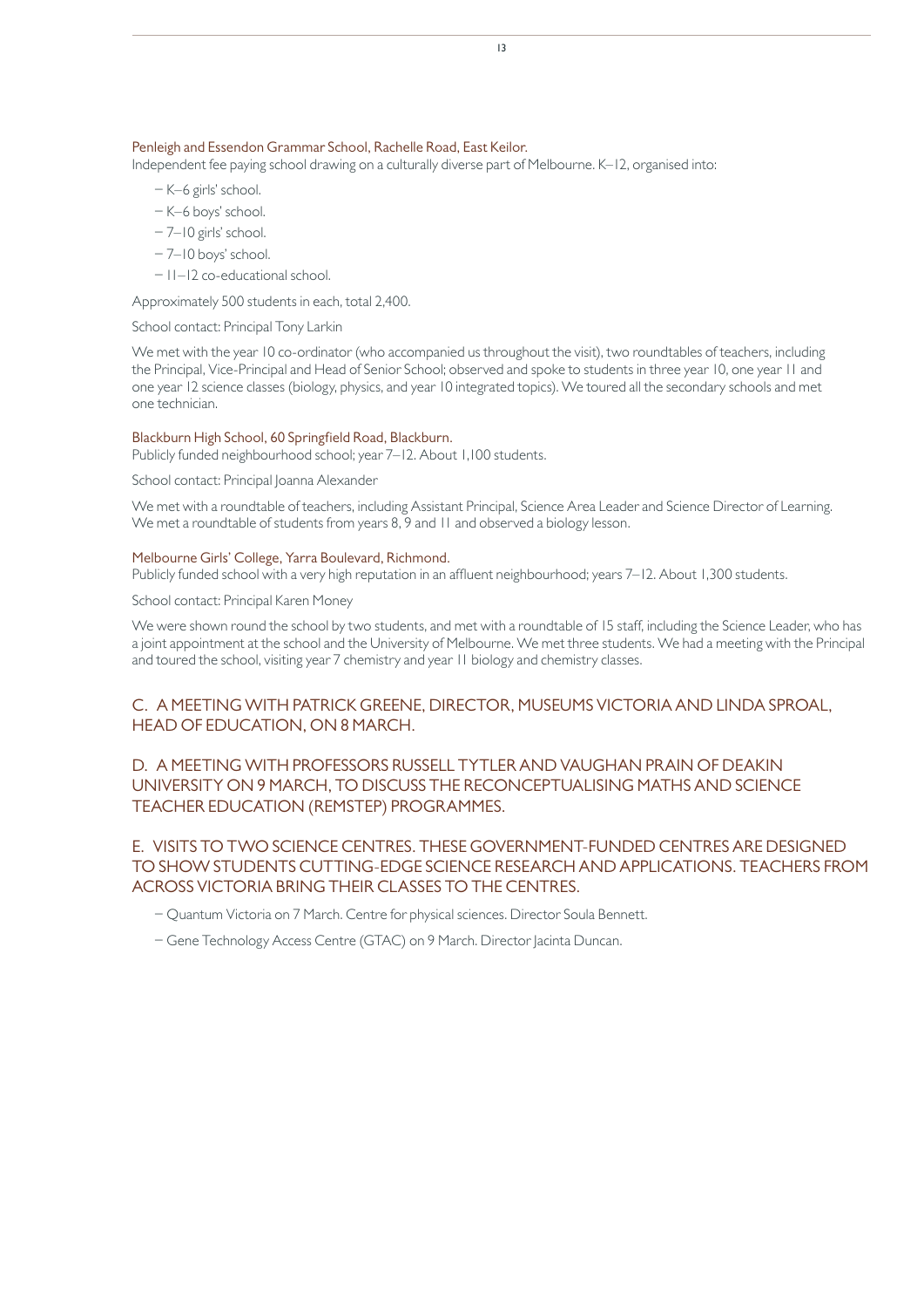### Penleigh and Essendon Grammar School, Rachelle Road, East Keilor.

Independent fee paying school drawing on a culturally diverse part of Melbourne. K–12, organised into:

- K–6 girls' school.
- K–6 boys' school.
- 7–10 girls' school.
- 7–10 boys' school.
- 11–12 co-educational school.

Approximately 500 students in each, total 2,400.

School contact: Principal Tony Larkin

We met with the year 10 co-ordinator (who accompanied us throughout the visit), two roundtables of teachers, including the Principal, Vice-Principal and Head of Senior School; observed and spoke to students in three year 10, one year 11 and one year 12 science classes (biology, physics, and year 10 integrated topics). We toured all the secondary schools and met one technician.

### Blackburn High School, 60 Springfield Road, Blackburn.

Publicly funded neighbourhood school; year 7–12. About 1,100 students.

School contact: Principal Joanna Alexander

We met with a roundtable of teachers, including Assistant Principal, Science Area Leader and Science Director of Learning. We met a roundtable of students from years 8, 9 and 11 and observed a biology lesson.

### Melbourne Girls' College, Yarra Boulevard, Richmond.

Publicly funded school with a very high reputation in an affluent neighbourhood; years 7–12. About 1,300 students.

School contact: Principal Karen Money

We were shown round the school by two students, and met with a roundtable of 15 staff, including the Science Leader, who has a joint appointment at the school and the University of Melbourne. We met three students. We had a meeting with the Principal and toured the school, visiting year 7 chemistry and year 11 biology and chemistry classes.

## C. A MEETING WITH PATRICK GREENE, DIRECTOR, MUSEUMS VICTORIA AND LINDA SPROAL, HEAD OF EDUCATION, ON 8 MARCH.

## D. A MEETING WITH PROFESSORS RUSSELL TYTLER AND VAUGHAN PRAIN OF DEAKIN UNIVERSITY ON 9 MARCH, TO DISCUSS THE RECONCEPTUALISING MATHS AND SCIENCE TEACHER EDUCATION (REMSTEP) PROGRAMMES.

## E. VISITS TO TWO SCIENCE CENTRES. THESE GOVERNMENT-FUNDED CENTRES ARE DESIGNED TO SHOW STUDENTS CUTTING-EDGE SCIENCE RESEARCH AND APPLICATIONS. TEACHERS FROM ACROSS VICTORIA BRING THEIR CLASSES TO THE CENTRES.

- Quantum Victoria on 7 March. Centre for physical sciences. Director Soula Bennett.
- Gene Technology Access Centre (GTAC) on 9 March. Director Jacinta Duncan.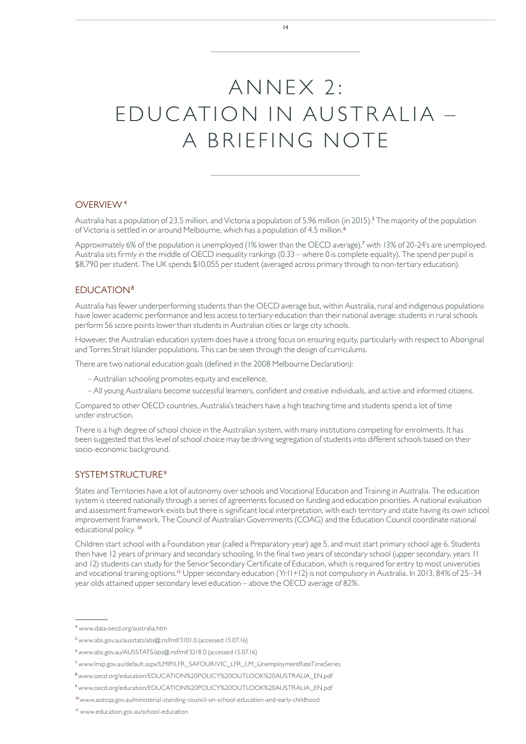# ANNEX 2: EDUCATION IN AUSTRALIA – A BRIEFING NOTE

## OVERVIEW [4]

Australia has a population of 23.5 million, and Victoria a population of 5.96 million (in 2015).[5] The majority of the population of Victoria is settled in or around Melbourne, which has a population of 4.5 million.[6]

Approximately 6% of the population is unemployed (1% lower than the OECD average),[7] with 13% of 20-24's are unemployed. Australia sits firmly in the middle of OECD inequality rankings (0.33 – where 0 is complete equality). The spend per pupil is $8,790 per student. The UK spends $10,055 per student (averaged across primary through to non-tertiary education).

## EDUCATION [8]

Australia has fewer underperforming students than the OECD average but, within Australia, rural and indigenous populations have lower academic performance and less access to tertiary education than their national average: students in rural schools perform 56 score points lower than students in Australian cities or large city schools.

However, the Australian education system does have a strong focus on ensuring equity, particularly with respect to Aboriginal and Torres Strait Islander populations. This can be seen through the design of curriculums.

There are two national education goals (defined in the 2008 Melbourne Declaration):

- Australian schooling promotes equity and excellence.
- All young Australians become successful learners, confident and creative individuals, and active and informed citizens.

Compared to other OECD countries, Australia's teachers have a high teaching time and students spend a lot of time under instruction.

There is a high degree of school choice in the Australian system, with many institutions competing for enrolments. It has been suggested that this level of school choice may be driving segregation of students into different schools based on their socio-economic background.

## SYSTEM STRUCTURE [9]

States and Territories have a lot of autonomy over schools and Vocational Education and Training in Australia. The education system is steered nationally through a series of agreements focused on funding and education priorities. A national evaluation and assessment framework exists but there is significant local interpretation, with each territory and state having its own school improvement framework. The Council of Australian Governments (COAG) and the Education Council coordinate national educational policy. [10]

Children start school with a Foundation year (called a Preparatory year) age 5, and must start primary school age 6. Students then have 12 years of primary and secondary schooling. In the final two years of secondary school (upper secondary, years 11 and 12) students can study for the Senior Secondary Certificate of Education, which is required for entry to most universities and vocational training options.[11] Upper secondary education (Yr11+12) is not compulsory in Australia. In 2013, 84% of 25–34 year olds attained upper secondary level education – above the OECD average of 82%.

---

[4] www.data.oecd.org/australia.htm

[5] www.abs.gov.au/ausstats/abs@.nsf/mf/3101.0 (accessed 15.07.16)

[6] www.abs.gov.au/AUSSTATS/abs@.nsf/mf/3218.0 (accessed 15.07.16)

[7] www.lmip.gov.au/default.aspx?LMIP/LFR_SAFOUR/VIC_LFR_LM_UnemploymentRateTimeSeries

[8] www.oecd.org/education/EDUCATION%20POLICY%20OUTLOOK%20AUSTRALIA_EN.pdf

[9] www.oecd.org/education/EDUCATION%20POLICY%20OUTLOOK%20AUSTRALIA_EN.pdf

[10] www.acecqa.gov.au/ministerial-standing-council-on-school-education-and-early-childhood

[11] www.education.gov.au/school-education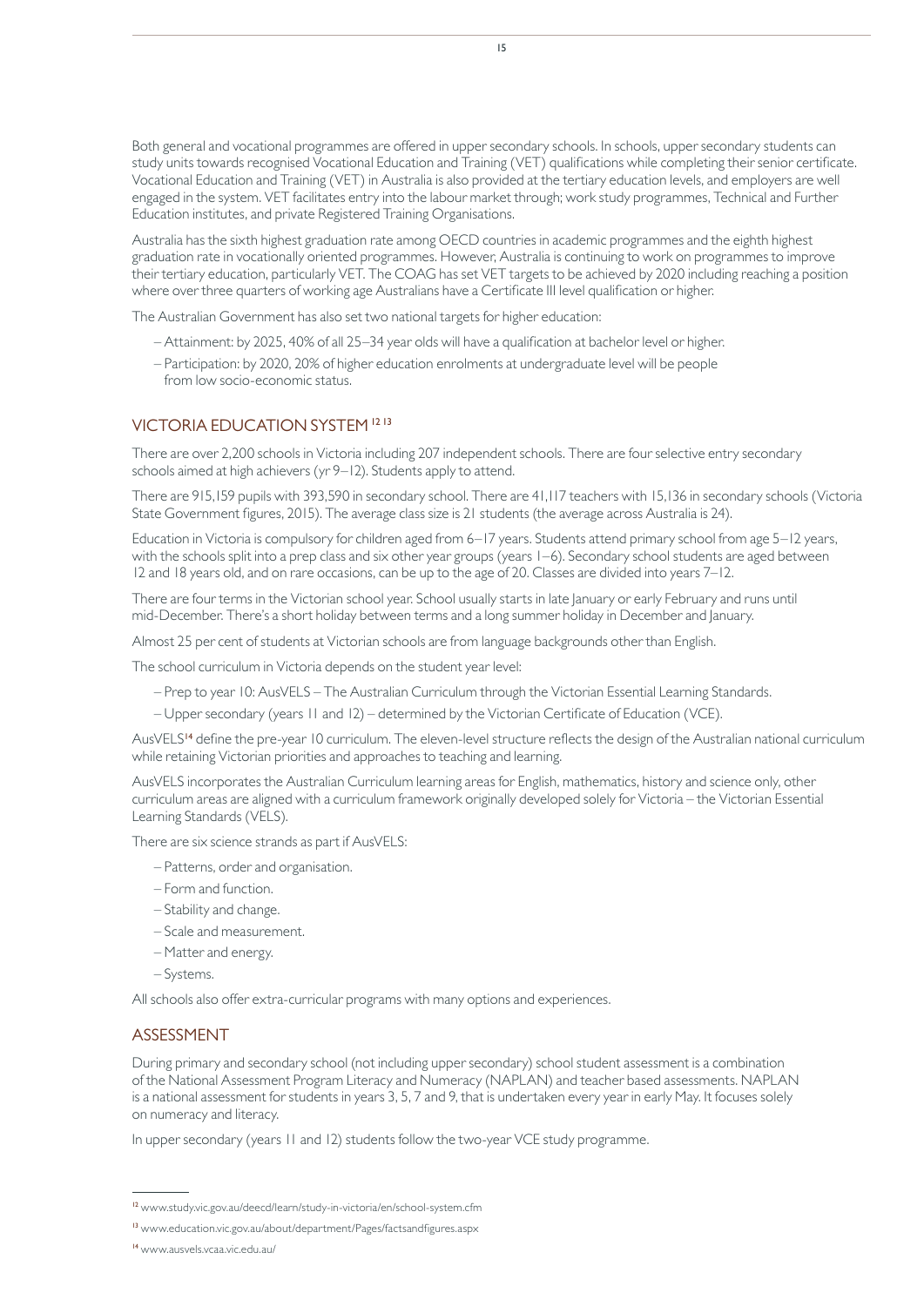Both general and vocational programmes are offered in upper secondary schools. In schools, upper secondary students can study units towards recognised Vocational Education and Training (VET) qualifications while completing their senior certificate. Vocational Education and Training (VET) in Australia is also provided at the tertiary education levels, and employers are well engaged in the system. VET facilitates entry into the labour market through; work study programmes, Technical and Further Education institutes, and private Registered Training Organisations.

Australia has the sixth highest graduation rate among OECD countries in academic programmes and the eighth highest graduation rate in vocationally oriented programmes. However, Australia is continuing to work on programmes to improve their tertiary education, particularly VET. The COAG has set VET targets to be achieved by 2020 including reaching a position where over three quarters of working age Australians have a Certificate III level qualification or higher.

The Australian Government has also set two national targets for higher education:

- Attainment: by 2025, 40% of all 25–34 year olds will have a qualification at bachelor level or higher.
- Participation: by 2020, 20% of higher education enrolments at undergraduate level will be people from low socio-economic status.

## VICTORIA EDUCATION SYSTEM [12] [13]

There are over 2,200 schools in Victoria including 207 independent schools. There are four selective entry secondary schools aimed at high achievers (yr 9–12). Students apply to attend.

There are 915,159 pupils with 393,590 in secondary school. There are 41,117 teachers with 15,136 in secondary schools (Victoria State Government figures, 2015). The average class size is 21 students (the average across Australia is 24).

Education in Victoria is compulsory for children aged from 6–17 years. Students attend primary school from age 5–12 years, with the schools split into a prep class and six other year groups (years 1–6). Secondary school students are aged between 12 and 18 years old, and on rare occasions, can be up to the age of 20. Classes are divided into years 7–12.

There are four terms in the Victorian school year. School usually starts in late January or early February and runs until mid-December. There's a short holiday between terms and a long summer holiday in December and January.

Almost 25 per cent of students at Victorian schools are from language backgrounds other than English.

The school curriculum in Victoria depends on the student year level:

- Prep to year 10: AusVELS – The Australian Curriculum through the Victorian Essential Learning Standards.
- Upper secondary (years 11 and 12) – determined by the Victorian Certificate of Education (VCE).

AusVELS[14] define the pre-year 10 curriculum. The eleven-level structure reflects the design of the Australian national curriculum while retaining Victorian priorities and approaches to teaching and learning.

AusVELS incorporates the Australian Curriculum learning areas for English, mathematics, history and science only, other curriculum areas are aligned with a curriculum framework originally developed solely for Victoria – the Victorian Essential Learning Standards (VELS).

There are six science strands as part if AusVELS:

- Patterns, order and organisation.
- Form and function.
- Stability and change.
- Scale and measurement.
- Matter and energy.
- Systems.

All schools also offer extra-curricular programs with many options and experiences.

## ASSESSMENT

During primary and secondary school (not including upper secondary) school student assessment is a combination of the National Assessment Program Literacy and Numeracy (NAPLAN) and teacher based assessments. NAPLAN is a national assessment for students in years 3, 5, 7 and 9, that is undertaken every year in early May. It focuses solely on numeracy and literacy.

In upper secondary (years 11 and 12) students follow the two-year VCE study programme.

---

[12] www.study.vic.gov.au/deecd/learn/study-in-victoria/en/school-system.cfm

[13] www.education.vic.gov.au/about/department/Pages/factsandfigures.aspx

[14] www.ausvels.vcaa.vic.edu.au/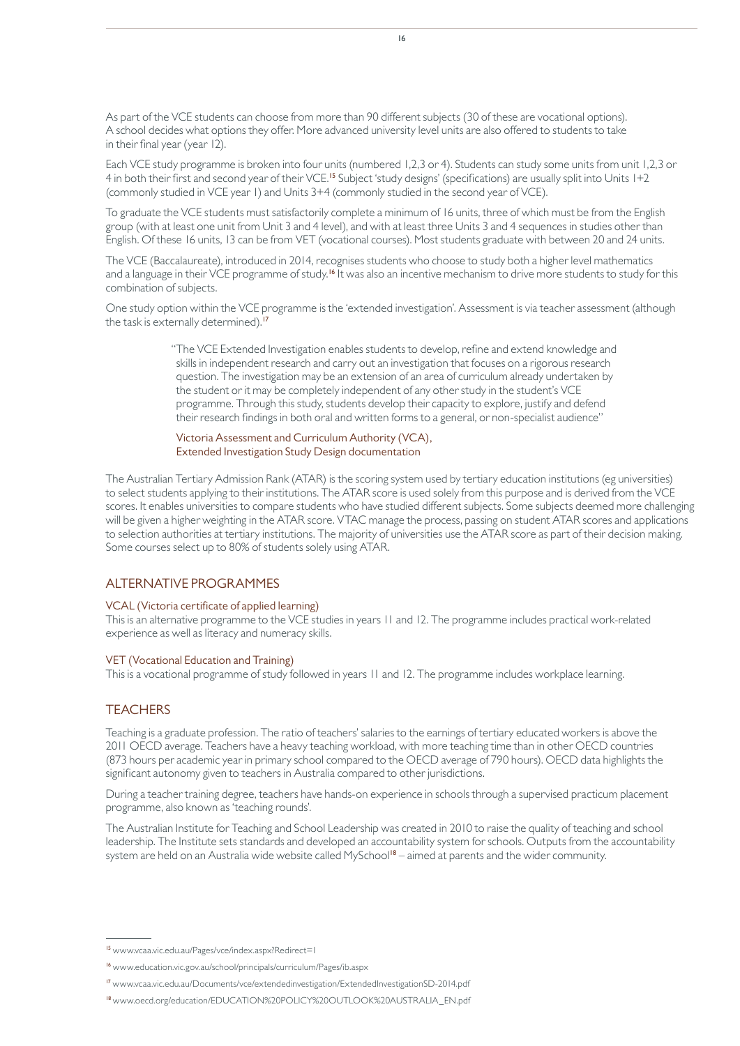As part of the VCE students can choose from more than 90 different subjects (30 of these are vocational options). A school decides what options they offer. More advanced university level units are also offered to students to take in their final year (year 12).

Each VCE study programme is broken into four units (numbered 1,2,3 or 4). Students can study some units from unit 1,2,3 or 4 in both their first and second year of their VCE.[15] Subject 'study designs' (specifications) are usually split into Units 1+2 (commonly studied in VCE year 1) and Units 3+4 (commonly studied in the second year of VCE).

To graduate the VCE students must satisfactorily complete a minimum of 16 units, three of which must be from the English group (with at least one unit from Unit 3 and 4 level), and with at least three Units 3 and 4 sequences in studies other than English. Of these 16 units, 13 can be from VET (vocational courses). Most students graduate with between 20 and 24 units.

The VCE (Baccalaureate), introduced in 2014, recognises students who choose to study both a higher level mathematics and a language in their VCE programme of study.[16] It was also an incentive mechanism to drive more students to study for this combination of subjects.

One study option within the VCE programme is the 'extended investigation'. Assessment is via teacher assessment (although the task is externally determined).[17]

> "The VCE Extended Investigation enables students to develop, refine and extend knowledge and skills in independent research and carry out an investigation that focuses on a rigorous research question. The investigation may be an extension of an area of curriculum already undertaken by the student or it may be completely independent of any other study in the student's VCE programme. Through this study, students develop their capacity to explore, justify and defend their research findings in both oral and written forms to a general, or non-specialist audience"
>
> Victoria Assessment and Curriculum Authority (VCA), Extended Investigation Study Design documentation

The Australian Tertiary Admission Rank (ATAR) is the scoring system used by tertiary education institutions (eg universities) to select students applying to their institutions. The ATAR score is used solely from this purpose and is derived from the VCE scores. It enables universities to compare students who have studied different subjects. Some subjects deemed more challenging will be given a higher weighting in the ATAR score. VTAC manage the process, passing on student ATAR scores and applications to selection authorities at tertiary institutions. The majority of universities use the ATAR score as part of their decision making. Some courses select up to 80% of students solely using ATAR.

## ALTERNATIVE PROGRAMMES

### VCAL (Victoria certificate of applied learning)

This is an alternative programme to the VCE studies in years 11 and 12. The programme includes practical work-related experience as well as literacy and numeracy skills.

### VET (Vocational Education and Training)

This is a vocational programme of study followed in years 11 and 12. The programme includes workplace learning.

## TEACHERS

Teaching is a graduate profession. The ratio of teachers' salaries to the earnings of tertiary educated workers is above the 2011 OECD average. Teachers have a heavy teaching workload, with more teaching time than in other OECD countries (873 hours per academic year in primary school compared to the OECD average of 790 hours). OECD data highlights the significant autonomy given to teachers in Australia compared to other jurisdictions.

During a teacher training degree, teachers have hands-on experience in schools through a supervised practicum placement programme, also known as 'teaching rounds'.

The Australian Institute for Teaching and School Leadership was created in 2010 to raise the quality of teaching and school leadership. The Institute sets standards and developed an accountability system for schools. Outputs from the accountability system are held on an Australia wide website called MySchool[18] – aimed at parents and the wider community.

---

[15] www.vcaa.vic.edu.au/Pages/vce/index.aspx?Redirect=1

[16] www.education.vic.gov.au/school/principals/curriculum/Pages/ib.aspx

[17] www.vcaa.vic.edu.au/Documents/vce/extendedinvestigation/ExtendedInvestigationSD-2014.pdf

[18] www.oecd.org/education/EDUCATION%20POLICY%20OUTLOOK%20AUSTRALIA_EN.pdf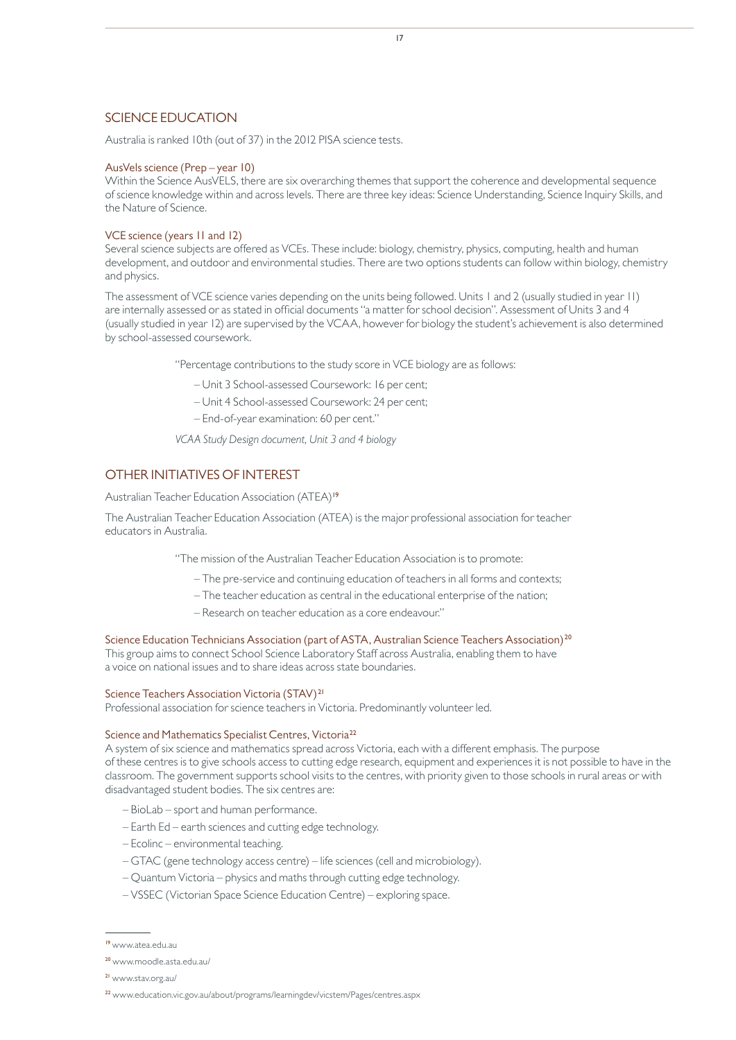## SCIENCE EDUCATION

Australia is ranked 10th (out of 37) in the 2012 PISA science tests.

### AusVels science (Prep – year 10)

Within the Science AusVELS, there are six overarching themes that support the coherence and developmental sequence of science knowledge within and across levels. There are three key ideas: Science Understanding, Science Inquiry Skills, and the Nature of Science.

### VCE science (years 11 and 12)

Several science subjects are offered as VCEs. These include: biology, chemistry, physics, computing, health and human development, and outdoor and environmental studies. There are two options students can follow within biology, chemistry and physics.

The assessment of VCE science varies depending on the units being followed. Units 1 and 2 (usually studied in year 11) are internally assessed or as stated in official documents "a matter for school decision". Assessment of Units 3 and 4 (usually studied in year 12) are supervised by the VCAA, however for biology the student's achievement is also determined by school-assessed coursework.

> "Percentage contributions to the study score in VCE biology are as follows:
>
> – Unit 3 School-assessed Coursework: 16 per cent;
>
> – Unit 4 School-assessed Coursework: 24 per cent;
>
> – End-of-year examination: 60 per cent."
>
> *VCAA Study Design document, Unit 3 and 4 biology*

## OTHER INITIATIVES OF INTEREST

Australian Teacher Education Association (ATEA)[19]

The Australian Teacher Education Association (ATEA) is the major professional association for teacher educators in Australia.

> "The mission of the Australian Teacher Education Association is to promote:
>
> – The pre-service and continuing education of teachers in all forms and contexts;
>
> – The teacher education as central in the educational enterprise of the nation;
>
> – Research on teacher education as a core endeavour."

### Science Education Technicians Association (part of ASTA, Australian Science Teachers Association)[20]

This group aims to connect School Science Laboratory Staff across Australia, enabling them to have a voice on national issues and to share ideas across state boundaries.

### Science Teachers Association Victoria (STAV)[21]

Professional association for science teachers in Victoria. Predominantly volunteer led.

### Science and Mathematics Specialist Centres, Victoria[22]

A system of six science and mathematics spread across Victoria, each with a different emphasis. The purpose of these centres is to give schools access to cutting edge research, equipment and experiences it is not possible to have in the classroom. The government supports school visits to the centres, with priority given to those schools in rural areas or with disadvantaged student bodies. The six centres are:

- BioLab – sport and human performance.
- Earth Ed – earth sciences and cutting edge technology.
- Ecolinc – environmental teaching.
- GTAC (gene technology access centre) – life sciences (cell and microbiology).
- Quantum Victoria – physics and maths through cutting edge technology.
- VSSEC (Victorian Space Science Education Centre) – exploring space.

---

[19] www.atea.edu.au

[20] www.moodle.asta.edu.au/

[21] www.stav.org.au/

[22] www.education.vic.gov.au/about/programs/learningdev/vicstem/Pages/centres.aspx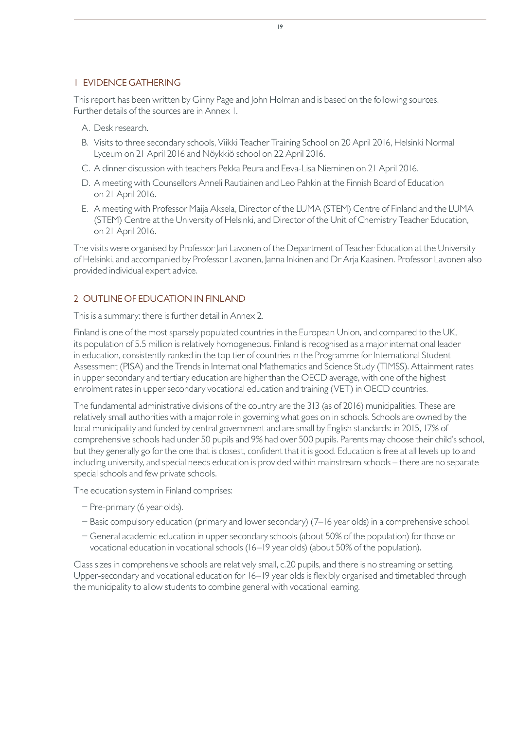## 1 EVIDENCE GATHERING

This report has been written by Ginny Page and John Holman and is based on the following sources. Further details of the sources are in Annex 1.

A. Desk research.

B. Visits to three secondary schools, Viikki Teacher Training School on 20 April 2016, Helsinki Normal Lyceum on 21 April 2016 and Nöykkiö school on 22 April 2016.

C. A dinner discussion with teachers Pekka Peura and Eeva-Lisa Nieminen on 21 April 2016.

D. A meeting with Counsellors Anneli Rautiainen and Leo Pahkin at the Finnish Board of Education on 21 April 2016.

E. A meeting with Professor Maija Aksela, Director of the LUMA (STEM) Centre of Finland and the LUMA (STEM) Centre at the University of Helsinki, and Director of the Unit of Chemistry Teacher Education, on 21 April 2016.

The visits were organised by Professor Jari Lavonen of the Department of Teacher Education at the University of Helsinki, and accompanied by Professor Lavonen, Janna Inkinen and Dr Arja Kaasinen. Professor Lavonen also provided individual expert advice.

## 2 OUTLINE OF EDUCATION IN FINLAND

This is a summary: there is further detail in Annex 2.

Finland is one of the most sparsely populated countries in the European Union, and compared to the UK, its population of 5.5 million is relatively homogeneous. Finland is recognised as a major international leader in education, consistently ranked in the top tier of countries in the Programme for International Student Assessment (PISA) and the Trends in International Mathematics and Science Study (TIMSS). Attainment rates in upper secondary and tertiary education are higher than the OECD average, with one of the highest enrolment rates in upper secondary vocational education and training (VET) in OECD countries.

The fundamental administrative divisions of the country are the 313 (as of 2016) municipalities. These are relatively small authorities with a major role in governing what goes on in schools. Schools are owned by the local municipality and funded by central government and are small by English standards: in 2015, 17% of comprehensive schools had under 50 pupils and 9% had over 500 pupils. Parents may choose their child's school, but they generally go for the one that is closest, confident that it is good. Education is free at all levels up to and including university, and special needs education is provided within mainstream schools – there are no separate special schools and few private schools.

The education system in Finland comprises:

- Pre-primary (6 year olds).
- Basic compulsory education (primary and lower secondary) (7–16 year olds) in a comprehensive school.
- General academic education in upper secondary schools (about 50% of the population) for those or vocational education in vocational schools (16–19 year olds) (about 50% of the population).

Class sizes in comprehensive schools are relatively small, c.20 pupils, and there is no streaming or setting. Upper-secondary and vocational education for 16–19 year olds is flexibly organised and timetabled through the municipality to allow students to combine general with vocational learning.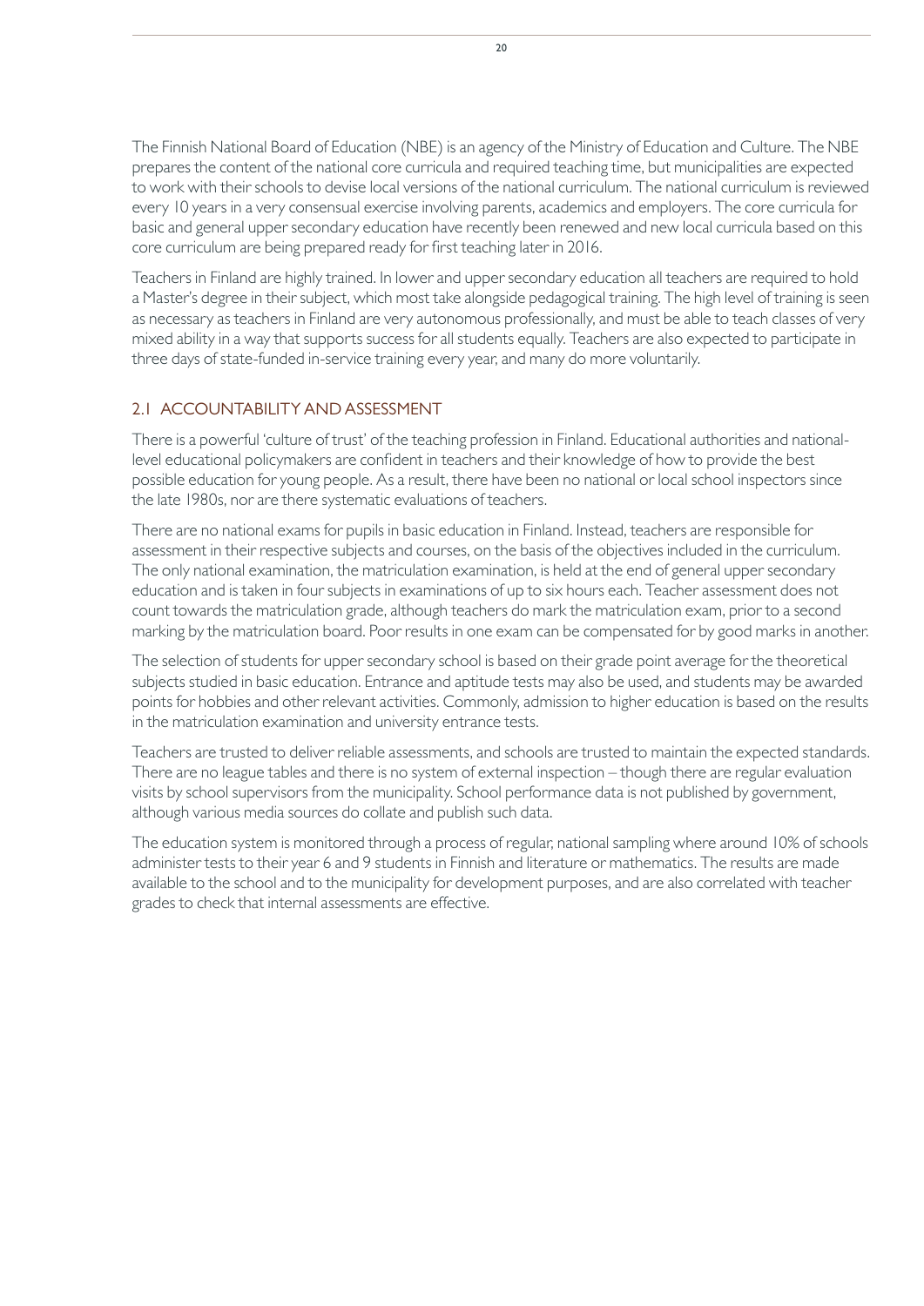The Finnish National Board of Education (NBE) is an agency of the Ministry of Education and Culture. The NBE prepares the content of the national core curricula and required teaching time, but municipalities are expected to work with their schools to devise local versions of the national curriculum. The national curriculum is reviewed every 10 years in a very consensual exercise involving parents, academics and employers. The core curricula for basic and general upper secondary education have recently been renewed and new local curricula based on this core curriculum are being prepared ready for first teaching later in 2016.

Teachers in Finland are highly trained. In lower and upper secondary education all teachers are required to hold a Master's degree in their subject, which most take alongside pedagogical training. The high level of training is seen as necessary as teachers in Finland are very autonomous professionally, and must be able to teach classes of very mixed ability in a way that supports success for all students equally. Teachers are also expected to participate in three days of state-funded in-service training every year, and many do more voluntarily.

## 2.1 ACCOUNTABILITY AND ASSESSMENT

There is a powerful 'culture of trust' of the teaching profession in Finland. Educational authorities and national-level educational policymakers are confident in teachers and their knowledge of how to provide the best possible education for young people. As a result, there have been no national or local school inspectors since the late 1980s, nor are there systematic evaluations of teachers.

There are no national exams for pupils in basic education in Finland. Instead, teachers are responsible for assessment in their respective subjects and courses, on the basis of the objectives included in the curriculum. The only national examination, the matriculation examination, is held at the end of general upper secondary education and is taken in four subjects in examinations of up to six hours each. Teacher assessment does not count towards the matriculation grade, although teachers do mark the matriculation exam, prior to a second marking by the matriculation board. Poor results in one exam can be compensated for by good marks in another.

The selection of students for upper secondary school is based on their grade point average for the theoretical subjects studied in basic education. Entrance and aptitude tests may also be used, and students may be awarded points for hobbies and other relevant activities. Commonly, admission to higher education is based on the results in the matriculation examination and university entrance tests.

Teachers are trusted to deliver reliable assessments, and schools are trusted to maintain the expected standards. There are no league tables and there is no system of external inspection – though there are regular evaluation visits by school supervisors from the municipality. School performance data is not published by government, although various media sources do collate and publish such data.

The education system is monitored through a process of regular, national sampling where around 10% of schools administer tests to their year 6 and 9 students in Finnish and literature or mathematics. The results are made available to the school and to the municipality for development purposes, and are also correlated with teacher grades to check that internal assessments are effective.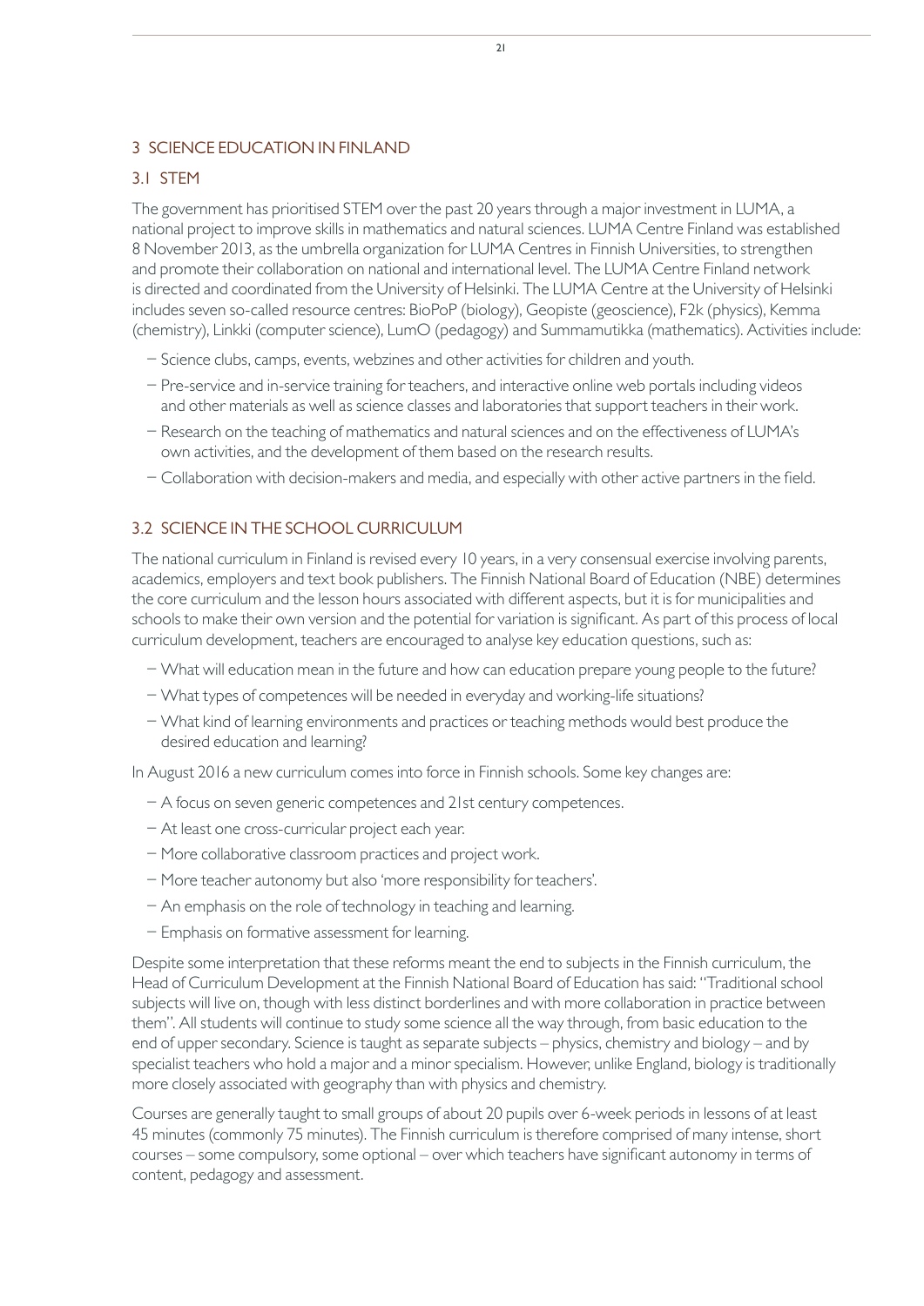## 3 SCIENCE EDUCATION IN FINLAND

### 3.1 STEM

The government has prioritised STEM over the past 20 years through a major investment in LUMA, a national project to improve skills in mathematics and natural sciences. LUMA Centre Finland was established 8 November 2013, as the umbrella organization for LUMA Centres in Finnish Universities, to strengthen and promote their collaboration on national and international level. The LUMA Centre Finland network is directed and coordinated from the University of Helsinki. The LUMA Centre at the University of Helsinki includes seven so-called resource centres: BioPoP (biology), Geopiste (geoscience), F2k (physics), Kemma (chemistry), Linkki (computer science), LumO (pedagogy) and Summamutikka (mathematics). Activities include:

- Science clubs, camps, events, webzines and other activities for children and youth.
- Pre-service and in-service training for teachers, and interactive online web portals including videos and other materials as well as science classes and laboratories that support teachers in their work.
- Research on the teaching of mathematics and natural sciences and on the effectiveness of LUMA's own activities, and the development of them based on the research results.
- Collaboration with decision-makers and media, and especially with other active partners in the field.

### 3.2 SCIENCE IN THE SCHOOL CURRICULUM

The national curriculum in Finland is revised every 10 years, in a very consensual exercise involving parents, academics, employers and text book publishers. The Finnish National Board of Education (NBE) determines the core curriculum and the lesson hours associated with different aspects, but it is for municipalities and schools to make their own version and the potential for variation is significant. As part of this process of local curriculum development, teachers are encouraged to analyse key education questions, such as:

- What will education mean in the future and how can education prepare young people to the future?
- What types of competences will be needed in everyday and working-life situations?
- What kind of learning environments and practices or teaching methods would best produce the desired education and learning?

In August 2016 a new curriculum comes into force in Finnish schools. Some key changes are:

- A focus on seven generic competences and 21st century competences.
- At least one cross-curricular project each year.
- More collaborative classroom practices and project work.
- More teacher autonomy but also 'more responsibility for teachers'.
- An emphasis on the role of technology in teaching and learning.
- Emphasis on formative assessment for learning.

Despite some interpretation that these reforms meant the end to subjects in the Finnish curriculum, the Head of Curriculum Development at the Finnish National Board of Education has said: "Traditional school subjects will live on, though with less distinct borderlines and with more collaboration in practice between them". All students will continue to study some science all the way through, from basic education to the end of upper secondary. Science is taught as separate subjects – physics, chemistry and biology – and by specialist teachers who hold a major and a minor specialism. However, unlike England, biology is traditionally more closely associated with geography than with physics and chemistry.

Courses are generally taught to small groups of about 20 pupils over 6-week periods in lessons of at least 45 minutes (commonly 75 minutes). The Finnish curriculum is therefore comprised of many intense, short courses – some compulsory, some optional – over which teachers have significant autonomy in terms of content, pedagogy and assessment.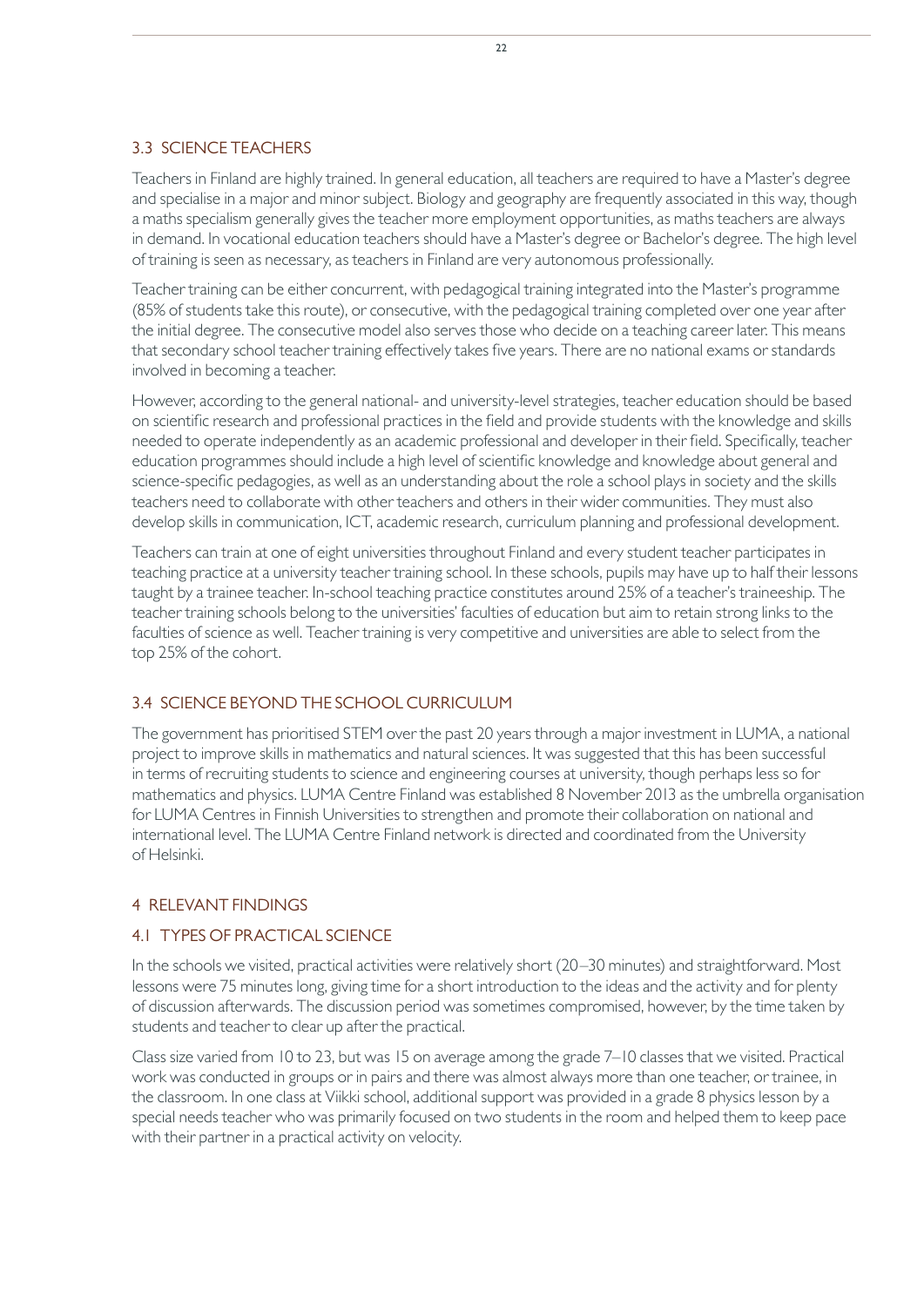## 3.3 SCIENCE TEACHERS

Teachers in Finland are highly trained. In general education, all teachers are required to have a Master's degree and specialise in a major and minor subject. Biology and geography are frequently associated in this way, though a maths specialism generally gives the teacher more employment opportunities, as maths teachers are always in demand. In vocational education teachers should have a Master's degree or Bachelor's degree. The high level of training is seen as necessary, as teachers in Finland are very autonomous professionally.

Teacher training can be either concurrent, with pedagogical training integrated into the Master's programme (85% of students take this route), or consecutive, with the pedagogical training completed over one year after the initial degree. The consecutive model also serves those who decide on a teaching career later. This means that secondary school teacher training effectively takes five years. There are no national exams or standards involved in becoming a teacher.

However, according to the general national- and university-level strategies, teacher education should be based on scientific research and professional practices in the field and provide students with the knowledge and skills needed to operate independently as an academic professional and developer in their field. Specifically, teacher education programmes should include a high level of scientific knowledge and knowledge about general and science-specific pedagogies, as well as an understanding about the role a school plays in society and the skills teachers need to collaborate with other teachers and others in their wider communities. They must also develop skills in communication, ICT, academic research, curriculum planning and professional development.

Teachers can train at one of eight universities throughout Finland and every student teacher participates in teaching practice at a university teacher training school. In these schools, pupils may have up to half their lessons taught by a trainee teacher. In-school teaching practice constitutes around 25% of a teacher's traineeship. The teacher training schools belong to the universities' faculties of education but aim to retain strong links to the faculties of science as well. Teacher training is very competitive and universities are able to select from the top 25% of the cohort.

## 3.4 SCIENCE BEYOND THE SCHOOL CURRICULUM

The government has prioritised STEM over the past 20 years through a major investment in LUMA, a national project to improve skills in mathematics and natural sciences. It was suggested that this has been successful in terms of recruiting students to science and engineering courses at university, though perhaps less so for mathematics and physics. LUMA Centre Finland was established 8 November 2013 as the umbrella organisation for LUMA Centres in Finnish Universities to strengthen and promote their collaboration on national and international level. The LUMA Centre Finland network is directed and coordinated from the University of Helsinki.

# 4 RELEVANT FINDINGS

## 4.1 TYPES OF PRACTICAL SCIENCE

In the schools we visited, practical activities were relatively short (20–30 minutes) and straightforward. Most lessons were 75 minutes long, giving time for a short introduction to the ideas and the activity and for plenty of discussion afterwards. The discussion period was sometimes compromised, however, by the time taken by students and teacher to clear up after the practical.

Class size varied from 10 to 23, but was 15 on average among the grade 7–10 classes that we visited. Practical work was conducted in groups or in pairs and there was almost always more than one teacher, or trainee, in the classroom. In one class at Viikki school, additional support was provided in a grade 8 physics lesson by a special needs teacher who was primarily focused on two students in the room and helped them to keep pace with their partner in a practical activity on velocity.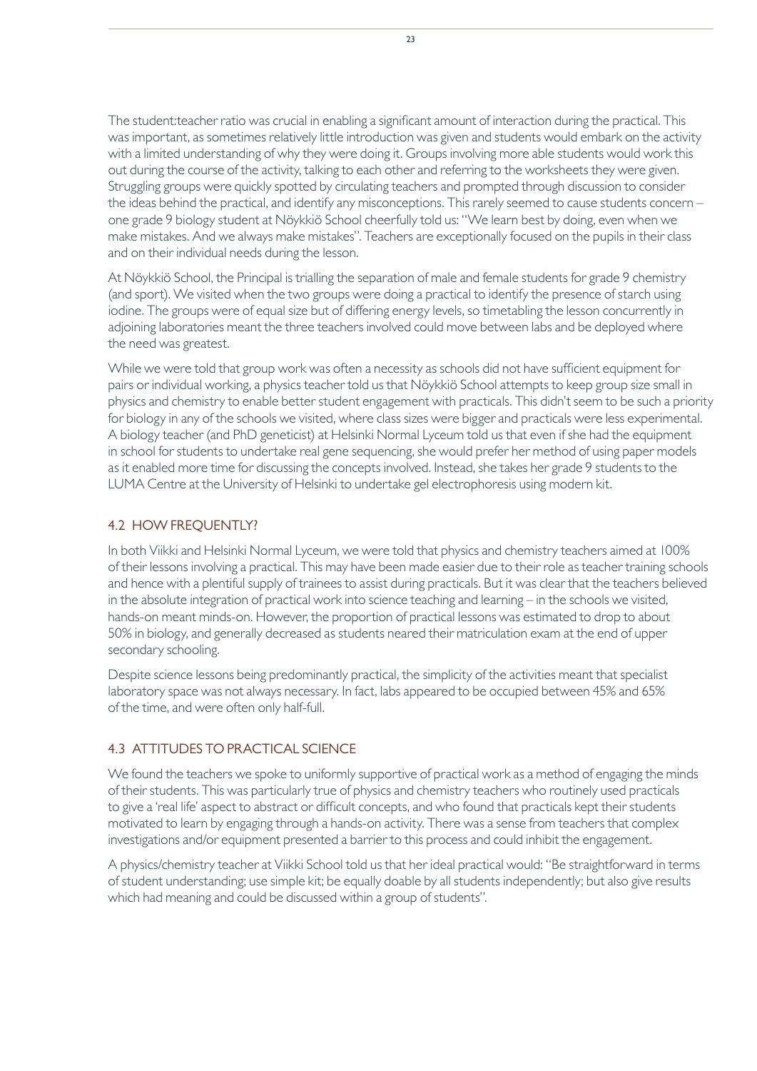The student:teacher ratio was crucial in enabling a significant amount of interaction during the practical. This was important, as sometimes relatively little introduction was given and students would embark on the activity with a limited understanding of why they were doing it. Groups involving more able students would work this out during the course of the activity, talking to each other and referring to the worksheets they were given. Struggling groups were quickly spotted by circulating teachers and prompted through discussion to consider the ideas behind the practical, and identify any misconceptions. This rarely seemed to cause students concern – one grade 9 biology student at Nöykkiö School cheerfully told us: "We learn best by doing, even when we make mistakes. And we always make mistakes". Teachers are exceptionally focused on the pupils in their class and on their individual needs during the lesson.

At Nöykkiö School, the Principal is trialling the separation of male and female students for grade 9 chemistry (and sport). We visited when the two groups were doing a practical to identify the presence of starch using iodine. The groups were of equal size but of differing energy levels, so timetabling the lesson concurrently in adjoining laboratories meant the three teachers involved could move between labs and be deployed where the need was greatest.

While we were told that group work was often a necessity as schools did not have sufficient equipment for pairs or individual working, a physics teacher told us that Nöykkiö School attempts to keep group size small in physics and chemistry to enable better student engagement with practicals. This didn't seem to be such a priority for biology in any of the schools we visited, where class sizes were bigger and practicals were less experimental. A biology teacher (and PhD geneticist) at Helsinki Normal Lyceum told us that even if she had the equipment in school for students to undertake real gene sequencing, she would prefer her method of using paper models as it enabled more time for discussing the concepts involved. Instead, she takes her grade 9 students to the LUMA Centre at the University of Helsinki to undertake gel electrophoresis using modern kit.

## 4.2 HOW FREQUENTLY?

In both Viikki and Helsinki Normal Lyceum, we were told that physics and chemistry teachers aimed at 100% of their lessons involving a practical. This may have been made easier due to their role as teacher training schools and hence with a plentiful supply of trainees to assist during practicals. But it was clear that the teachers believed in the absolute integration of practical work into science teaching and learning – in the schools we visited, hands-on meant minds-on. However, the proportion of practical lessons was estimated to drop to about 50% in biology, and generally decreased as students neared their matriculation exam at the end of upper secondary schooling.

Despite science lessons being predominantly practical, the simplicity of the activities meant that specialist laboratory space was not always necessary. In fact, labs appeared to be occupied between 45% and 65% of the time, and were often only half-full.

## 4.3 ATTITUDES TO PRACTICAL SCIENCE

We found the teachers we spoke to uniformly supportive of practical work as a method of engaging the minds of their students. This was particularly true of physics and chemistry teachers who routinely used practicals to give a 'real life' aspect to abstract or difficult concepts, and who found that practicals kept their students motivated to learn by engaging through a hands-on activity. There was a sense from teachers that complex investigations and/or equipment presented a barrier to this process and could inhibit the engagement.

A physics/chemistry teacher at Viikki School told us that her ideal practical would: "Be straightforward in terms of student understanding; use simple kit; be equally doable by all students independently; but also give results which had meaning and could be discussed within a group of students".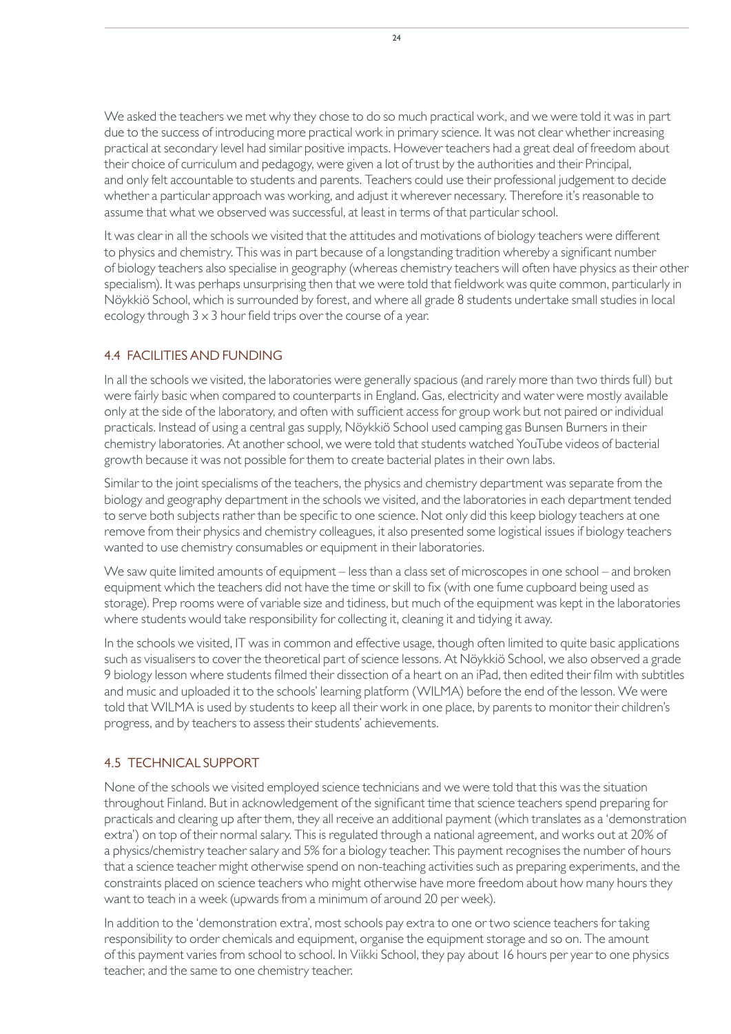We asked the teachers we met why they chose to do so much practical work, and we were told it was in part due to the success of introducing more practical work in primary science. It was not clear whether increasing practical at secondary level had similar positive impacts. However teachers had a great deal of freedom about their choice of curriculum and pedagogy, were given a lot of trust by the authorities and their Principal, and only felt accountable to students and parents. Teachers could use their professional judgement to decide whether a particular approach was working, and adjust it wherever necessary. Therefore it's reasonable to assume that what we observed was successful, at least in terms of that particular school.

It was clear in all the schools we visited that the attitudes and motivations of biology teachers were different to physics and chemistry. This was in part because of a longstanding tradition whereby a significant number of biology teachers also specialise in geography (whereas chemistry teachers will often have physics as their other specialism). It was perhaps unsurprising then that we were told that fieldwork was quite common, particularly in Nöykkiö School, which is surrounded by forest, and where all grade 8 students undertake small studies in local ecology through 3 x 3 hour field trips over the course of a year.

## 4.4 FACILITIES AND FUNDING

In all the schools we visited, the laboratories were generally spacious (and rarely more than two thirds full) but were fairly basic when compared to counterparts in England. Gas, electricity and water were mostly available only at the side of the laboratory, and often with sufficient access for group work but not paired or individual practicals. Instead of using a central gas supply, Nöykkiö School used camping gas Bunsen Burners in their chemistry laboratories. At another school, we were told that students watched YouTube videos of bacterial growth because it was not possible for them to create bacterial plates in their own labs.

Similar to the joint specialisms of the teachers, the physics and chemistry department was separate from the biology and geography department in the schools we visited, and the laboratories in each department tended to serve both subjects rather than be specific to one science. Not only did this keep biology teachers at one remove from their physics and chemistry colleagues, it also presented some logistical issues if biology teachers wanted to use chemistry consumables or equipment in their laboratories.

We saw quite limited amounts of equipment – less than a class set of microscopes in one school – and broken equipment which the teachers did not have the time or skill to fix (with one fume cupboard being used as storage). Prep rooms were of variable size and tidiness, but much of the equipment was kept in the laboratories where students would take responsibility for collecting it, cleaning it and tidying it away.

In the schools we visited, IT was in common and effective usage, though often limited to quite basic applications such as visualisers to cover the theoretical part of science lessons. At Nöykkiö School, we also observed a grade 9 biology lesson where students filmed their dissection of a heart on an iPad, then edited their film with subtitles and music and uploaded it to the schools' learning platform (WILMA) before the end of the lesson. We were told that WILMA is used by students to keep all their work in one place, by parents to monitor their children's progress, and by teachers to assess their students' achievements.

## 4.5 TECHNICAL SUPPORT

None of the schools we visited employed science technicians and we were told that this was the situation throughout Finland. But in acknowledgement of the significant time that science teachers spend preparing for practicals and clearing up after them, they all receive an additional payment (which translates as a 'demonstration extra') on top of their normal salary. This is regulated through a national agreement, and works out at 20% of a physics/chemistry teacher salary and 5% for a biology teacher. This payment recognises the number of hours that a science teacher might otherwise spend on non-teaching activities such as preparing experiments, and the constraints placed on science teachers who might otherwise have more freedom about how many hours they want to teach in a week (upwards from a minimum of around 20 per week).

In addition to the 'demonstration extra', most schools pay extra to one or two science teachers for taking responsibility to order chemicals and equipment, organise the equipment storage and so on. The amount of this payment varies from school to school. In Viikki School, they pay about 16 hours per year to one physics teacher, and the same to one chemistry teacher.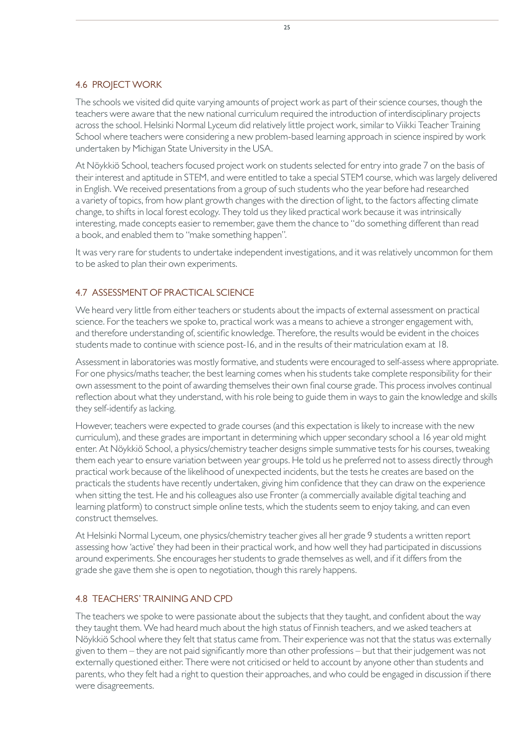## 4.6 PROJECT WORK

The schools we visited did quite varying amounts of project work as part of their science courses, though the teachers were aware that the new national curriculum required the introduction of interdisciplinary projects across the school. Helsinki Normal Lyceum did relatively little project work, similar to Viikki Teacher Training School where teachers were considering a new problem-based learning approach in science inspired by work undertaken by Michigan State University in the USA.

At Nöykkiö School, teachers focused project work on students selected for entry into grade 7 on the basis of their interest and aptitude in STEM, and were entitled to take a special STEM course, which was largely delivered in English. We received presentations from a group of such students who the year before had researched a variety of topics, from how plant growth changes with the direction of light, to the factors affecting climate change, to shifts in local forest ecology. They told us they liked practical work because it was intrinsically interesting, made concepts easier to remember, gave them the chance to "do something different than read a book, and enabled them to "make something happen".

It was very rare for students to undertake independent investigations, and it was relatively uncommon for them to be asked to plan their own experiments.

## 4.7 ASSESSMENT OF PRACTICAL SCIENCE

We heard very little from either teachers or students about the impacts of external assessment on practical science. For the teachers we spoke to, practical work was a means to achieve a stronger engagement with, and therefore understanding of, scientific knowledge. Therefore, the results would be evident in the choices students made to continue with science post-16, and in the results of their matriculation exam at 18.

Assessment in laboratories was mostly formative, and students were encouraged to self-assess where appropriate. For one physics/maths teacher, the best learning comes when his students take complete responsibility for their own assessment to the point of awarding themselves their own final course grade. This process involves continual reflection about what they understand, with his role being to guide them in ways to gain the knowledge and skills they self-identify as lacking.

However, teachers were expected to grade courses (and this expectation is likely to increase with the new curriculum), and these grades are important in determining which upper secondary school a 16 year old might enter. At Nöykkiö School, a physics/chemistry teacher designs simple summative tests for his courses, tweaking them each year to ensure variation between year groups. He told us he preferred not to assess directly through practical work because of the likelihood of unexpected incidents, but the tests he creates are based on the practicals the students have recently undertaken, giving him confidence that they can draw on the experience when sitting the test. He and his colleagues also use Fronter (a commercially available digital teaching and learning platform) to construct simple online tests, which the students seem to enjoy taking, and can even construct themselves.

At Helsinki Normal Lyceum, one physics/chemistry teacher gives all her grade 9 students a written report assessing how 'active' they had been in their practical work, and how well they had participated in discussions around experiments. She encourages her students to grade themselves as well, and if it differs from the grade she gave them she is open to negotiation, though this rarely happens.

## 4.8 TEACHERS' TRAINING AND CPD

The teachers we spoke to were passionate about the subjects that they taught, and confident about the way they taught them. We had heard much about the high status of Finnish teachers, and we asked teachers at Nöykkiö School where they felt that status came from. Their experience was not that the status was externally given to them – they are not paid significantly more than other professions – but that their judgement was not externally questioned either. There were not criticised or held to account by anyone other than students and parents, who they felt had a right to question their approaches, and who could be engaged in discussion if there were disagreements.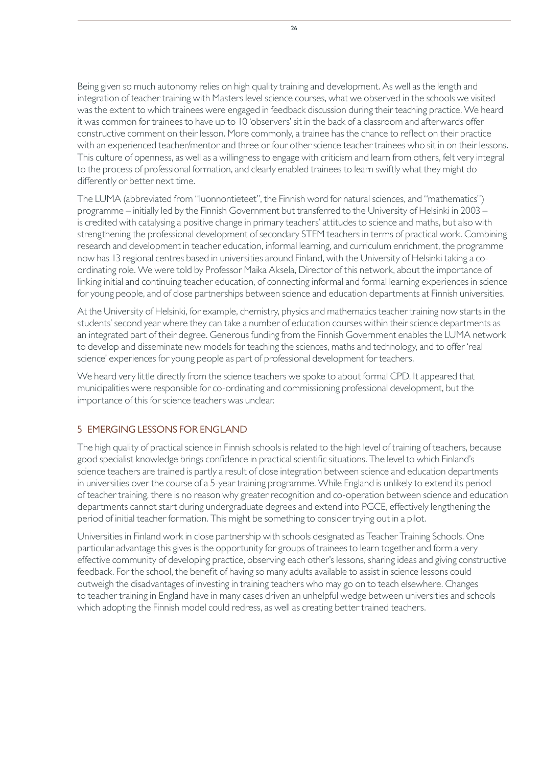Being given so much autonomy relies on high quality training and development. As well as the length and integration of teacher training with Masters level science courses, what we observed in the schools we visited was the extent to which trainees were engaged in feedback discussion during their teaching practice. We heard it was common for trainees to have up to 10 'observers' sit in the back of a classroom and afterwards offer constructive comment on their lesson. More commonly, a trainee has the chance to reflect on their practice with an experienced teacher/mentor and three or four other science teacher trainees who sit in on their lessons. This culture of openness, as well as a willingness to engage with criticism and learn from others, felt very integral to the process of professional formation, and clearly enabled trainees to learn swiftly what they might do differently or better next time.

The LUMA (abbreviated from "luonnontieteet", the Finnish word for natural sciences, and "mathematics") programme – initially led by the Finnish Government but transferred to the University of Helsinki in 2003 – is credited with catalysing a positive change in primary teachers' attitudes to science and maths, but also with strengthening the professional development of secondary STEM teachers in terms of practical work. Combining research and development in teacher education, informal learning, and curriculum enrichment, the programme now has 13 regional centres based in universities around Finland, with the University of Helsinki taking a co-ordinating role. We were told by Professor Maika Aksela, Director of this network, about the importance of linking initial and continuing teacher education, of connecting informal and formal learning experiences in science for young people, and of close partnerships between science and education departments at Finnish universities.

At the University of Helsinki, for example, chemistry, physics and mathematics teacher training now starts in the students' second year where they can take a number of education courses within their science departments as an integrated part of their degree. Generous funding from the Finnish Government enables the LUMA network to develop and disseminate new models for teaching the sciences, maths and technology, and to offer 'real science' experiences for young people as part of professional development for teachers.

We heard very little directly from the science teachers we spoke to about formal CPD. It appeared that municipalities were responsible for co-ordinating and commissioning professional development, but the importance of this for science teachers was unclear.

## 5 EMERGING LESSONS FOR ENGLAND

The high quality of practical science in Finnish schools is related to the high level of training of teachers, because good specialist knowledge brings confidence in practical scientific situations. The level to which Finland's science teachers are trained is partly a result of close integration between science and education departments in universities over the course of a 5-year training programme. While England is unlikely to extend its period of teacher training, there is no reason why greater recognition and co-operation between science and education departments cannot start during undergraduate degrees and extend into PGCE, effectively lengthening the period of initial teacher formation. This might be something to consider trying out in a pilot.

Universities in Finland work in close partnership with schools designated as Teacher Training Schools. One particular advantage this gives is the opportunity for groups of trainees to learn together and form a very effective community of developing practice, observing each other's lessons, sharing ideas and giving constructive feedback. For the school, the benefit of having so many adults available to assist in science lessons could outweigh the disadvantages of investing in training teachers who may go on to teach elsewhere. Changes to teacher training in England have in many cases driven an unhelpful wedge between universities and schools which adopting the Finnish model could redress, as well as creating better trained teachers.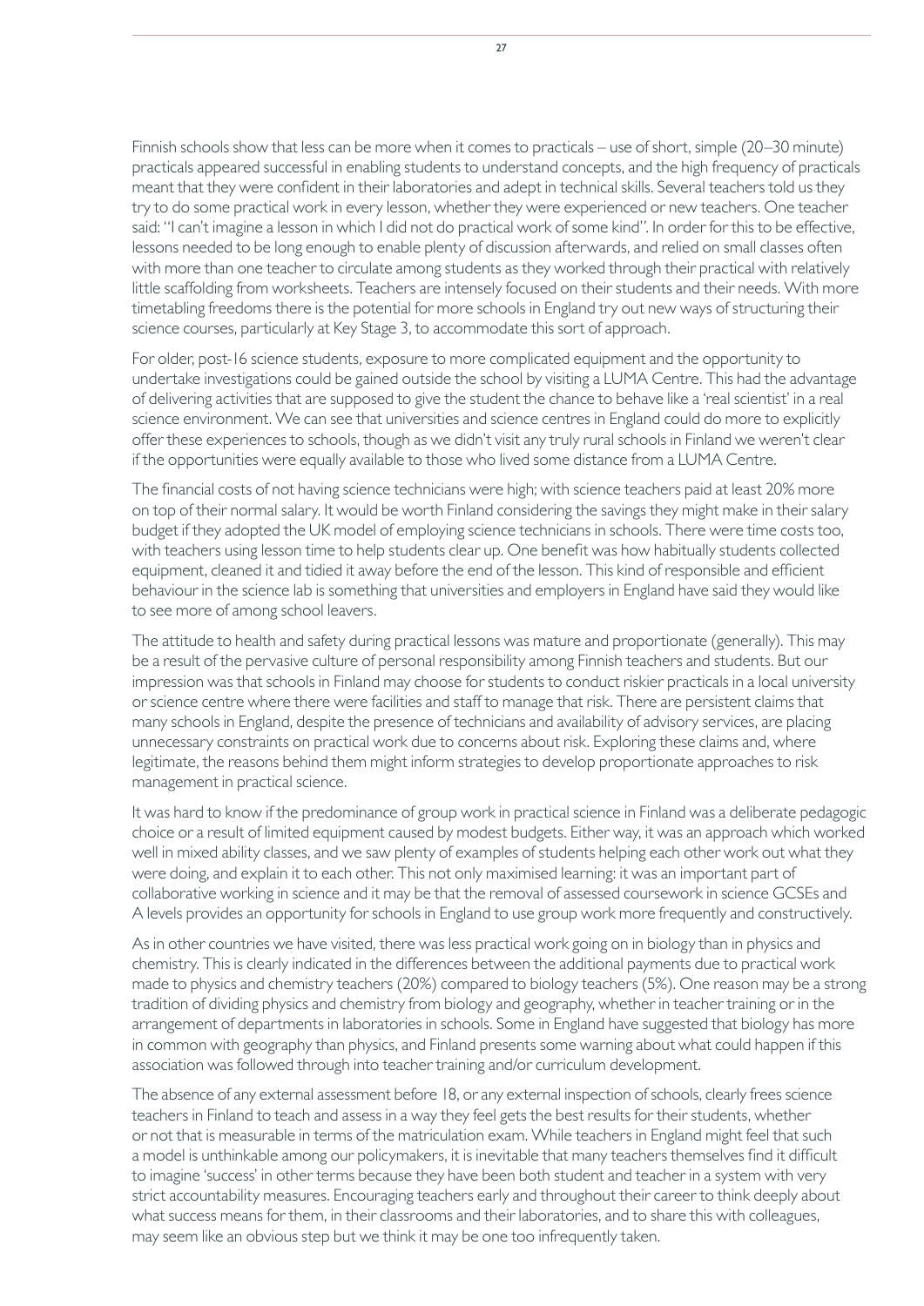Finnish schools show that less can be more when it comes to practicals – use of short, simple (20–30 minute) practicals appeared successful in enabling students to understand concepts, and the high frequency of practicals meant that they were confident in their laboratories and adept in technical skills. Several teachers told us they try to do some practical work in every lesson, whether they were experienced or new teachers. One teacher said: "I can't imagine a lesson in which I did not do practical work of some kind". In order for this to be effective, lessons needed to be long enough to enable plenty of discussion afterwards, and relied on small classes often with more than one teacher to circulate among students as they worked through their practical with relatively little scaffolding from worksheets. Teachers are intensely focused on their students and their needs. With more timetabling freedoms there is the potential for more schools in England try out new ways of structuring their science courses, particularly at Key Stage 3, to accommodate this sort of approach.

For older, post-16 science students, exposure to more complicated equipment and the opportunity to undertake investigations could be gained outside the school by visiting a LUMA Centre. This had the advantage of delivering activities that are supposed to give the student the chance to behave like a 'real scientist' in a real science environment. We can see that universities and science centres in England could do more to explicitly offer these experiences to schools, though as we didn't visit any truly rural schools in Finland we weren't clear if the opportunities were equally available to those who lived some distance from a LUMA Centre.

The financial costs of not having science technicians were high; with science teachers paid at least 20% more on top of their normal salary. It would be worth Finland considering the savings they might make in their salary budget if they adopted the UK model of employing science technicians in schools. There were time costs too, with teachers using lesson time to help students clear up. One benefit was how habitually students collected equipment, cleaned it and tidied it away before the end of the lesson. This kind of responsible and efficient behaviour in the science lab is something that universities and employers in England have said they would like to see more of among school leavers.

The attitude to health and safety during practical lessons was mature and proportionate (generally). This may be a result of the pervasive culture of personal responsibility among Finnish teachers and students. But our impression was that schools in Finland may choose for students to conduct riskier practicals in a local university or science centre where there were facilities and staff to manage that risk. There are persistent claims that many schools in England, despite the presence of technicians and availability of advisory services, are placing unnecessary constraints on practical work due to concerns about risk. Exploring these claims and, where legitimate, the reasons behind them might inform strategies to develop proportionate approaches to risk management in practical science.

It was hard to know if the predominance of group work in practical science in Finland was a deliberate pedagogic choice or a result of limited equipment caused by modest budgets. Either way, it was an approach which worked well in mixed ability classes, and we saw plenty of examples of students helping each other work out what they were doing, and explain it to each other. This not only maximised learning: it was an important part of collaborative working in science and it may be that the removal of assessed coursework in science GCSEs and A levels provides an opportunity for schools in England to use group work more frequently and constructively.

As in other countries we have visited, there was less practical work going on in biology than in physics and chemistry. This is clearly indicated in the differences between the additional payments due to practical work made to physics and chemistry teachers (20%) compared to biology teachers (5%). One reason may be a strong tradition of dividing physics and chemistry from biology and geography, whether in teacher training or in the arrangement of departments in laboratories in schools. Some in England have suggested that biology has more in common with geography than physics, and Finland presents some warning about what could happen if this association was followed through into teacher training and/or curriculum development.

The absence of any external assessment before 18, or any external inspection of schools, clearly frees science teachers in Finland to teach and assess in a way they feel gets the best results for their students, whether or not that is measurable in terms of the matriculation exam. While teachers in England might feel that such a model is unthinkable among our policymakers, it is inevitable that many teachers themselves find it difficult to imagine 'success' in other terms because they have been both student and teacher in a system with very strict accountability measures. Encouraging teachers early and throughout their career to think deeply about what success means for them, in their classrooms and their laboratories, and to share this with colleagues, may seem like an obvious step but we think it may be one too infrequently taken.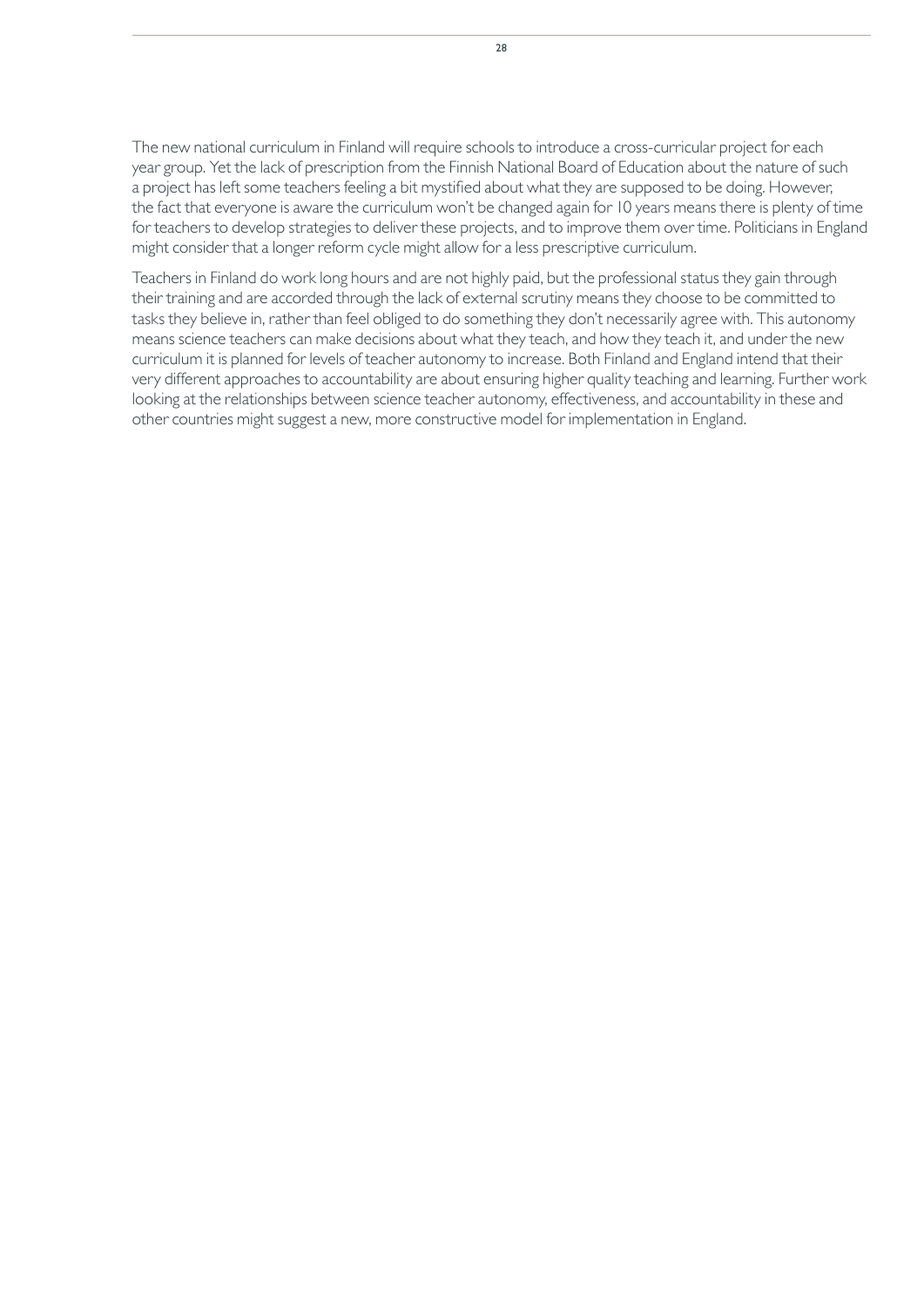The new national curriculum in Finland will require schools to introduce a cross-curricular project for each year group. Yet the lack of prescription from the Finnish National Board of Education about the nature of such a project has left some teachers feeling a bit mystified about what they are supposed to be doing. However, the fact that everyone is aware the curriculum won't be changed again for 10 years means there is plenty of time for teachers to develop strategies to deliver these projects, and to improve them over time. Politicians in England might consider that a longer reform cycle might allow for a less prescriptive curriculum.

Teachers in Finland do work long hours and are not highly paid, but the professional status they gain through their training and are accorded through the lack of external scrutiny means they choose to be committed to tasks they believe in, rather than feel obliged to do something they don't necessarily agree with. This autonomy means science teachers can make decisions about what they teach, and how they teach it, and under the new curriculum it is planned for levels of teacher autonomy to increase. Both Finland and England intend that their very different approaches to accountability are about ensuring higher quality teaching and learning. Further work looking at the relationships between science teacher autonomy, effectiveness, and accountability in these and other countries might suggest a new, more constructive model for implementation in England.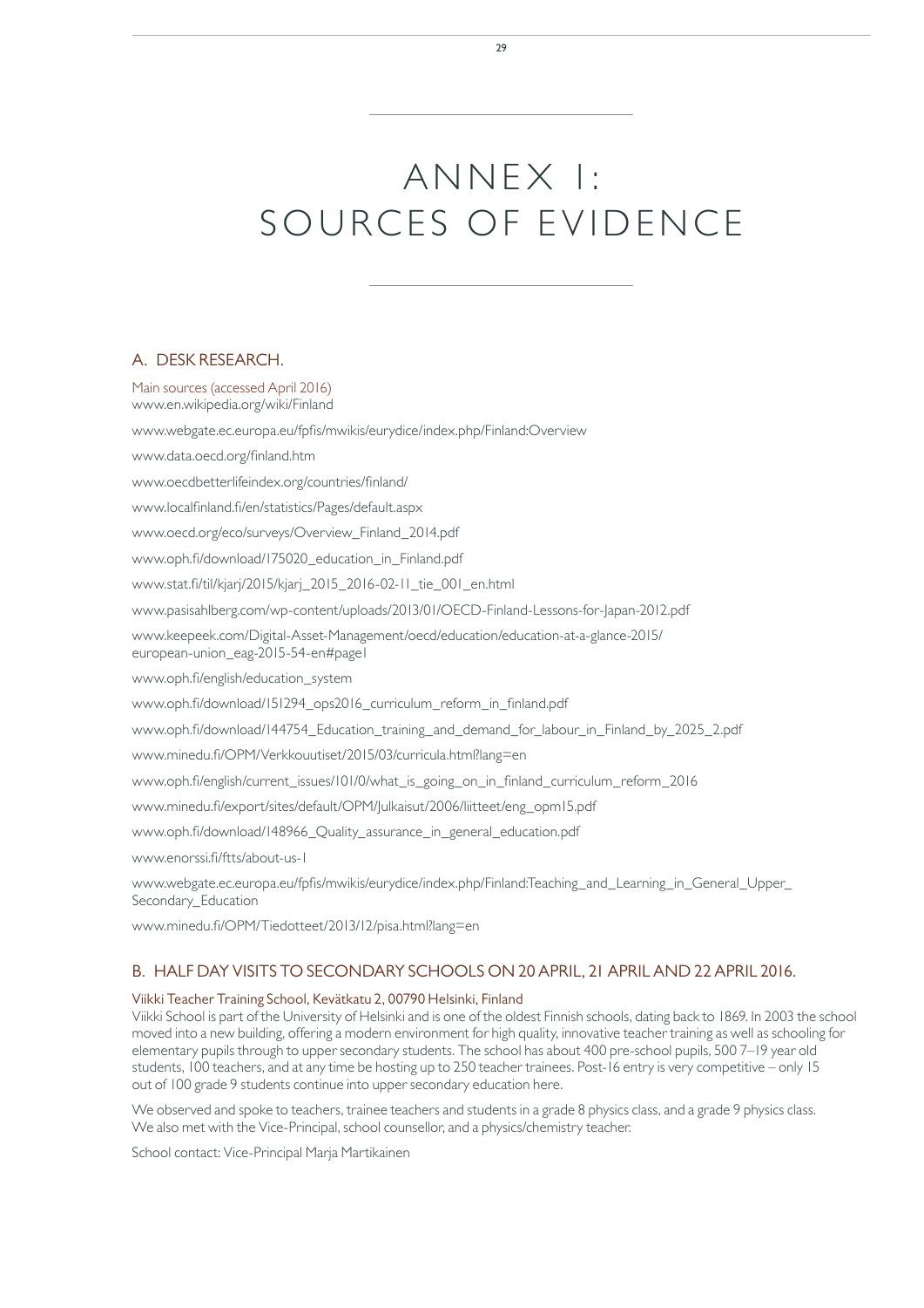# ANNEX 1: SOURCES OF EVIDENCE

## A. DESK RESEARCH.

Main sources (accessed April 2016)
www.en.wikipedia.org/wiki/Finland

www.webgate.ec.europa.eu/fpfis/mwikis/eurydice/index.php/Finland:Overview

www.data.oecd.org/finland.htm

www.oecdbetterlifeindex.org/countries/finland/

www.localfinland.fi/en/statistics/Pages/default.aspx

www.oecd.org/eco/surveys/Overview_Finland_2014.pdf

www.oph.fi/download/175020_education_in_Finland.pdf

www.stat.fi/til/kjarj/2015/kjarj_2015_2016-02-11_tie_001_en.html

www.pasisahlberg.com/wp-content/uploads/2013/01/OECD-Finland-Lessons-for-Japan-2012.pdf

www.keepeek.com/Digital-Asset-Management/oecd/education/education-at-a-glance-2015/european-union_eag-2015-54-en#page1

www.oph.fi/english/education_system

www.oph.fi/download/151294_ops2016_curriculum_reform_in_finland.pdf

www.oph.fi/download/144754_Education_training_and_demand_for_labour_in_Finland_by_2025_2.pdf

www.minedu.fi/OPM/Verkkouutiset/2015/03/curricula.html?lang=en

www.oph.fi/english/current_issues/101/0/what_is_going_on_in_finland_curriculum_reform_2016

www.minedu.fi/export/sites/default/OPM/Julkaisut/2006/liitteet/eng_opm15.pdf

www.oph.fi/download/148966_Quality_assurance_in_general_education.pdf

www.enorssi.fi/ftts/about-us-1

www.webgate.ec.europa.eu/fpfis/mwikis/eurydice/index.php/Finland:Teaching_and_Learning_in_General_Upper_Secondary_Education

www.minedu.fi/OPM/Tiedotteet/2013/12/pisa.html?lang=en

## B. HALF DAY VISITS TO SECONDARY SCHOOLS ON 20 APRIL, 21 APRIL AND 22 APRIL 2016.

### Viikki Teacher Training School, Kevätkatu 2, 00790 Helsinki, Finland

Viikki School is part of the University of Helsinki and is one of the oldest Finnish schools, dating back to 1869. In 2003 the school moved into a new building, offering a modern environment for high quality, innovative teacher training as well as schooling for elementary pupils through to upper secondary students. The school has about 400 pre-school pupils, 500 7–19 year old students, 100 teachers, and at any time be hosting up to 250 teacher trainees. Post-16 entry is very competitive – only 15 out of 100 grade 9 students continue into upper secondary education here.

We observed and spoke to teachers, trainee teachers and students in a grade 8 physics class, and a grade 9 physics class. We also met with the Vice-Principal, school counsellor, and a physics/chemistry teacher.

School contact: Vice-Principal Marja Martikainen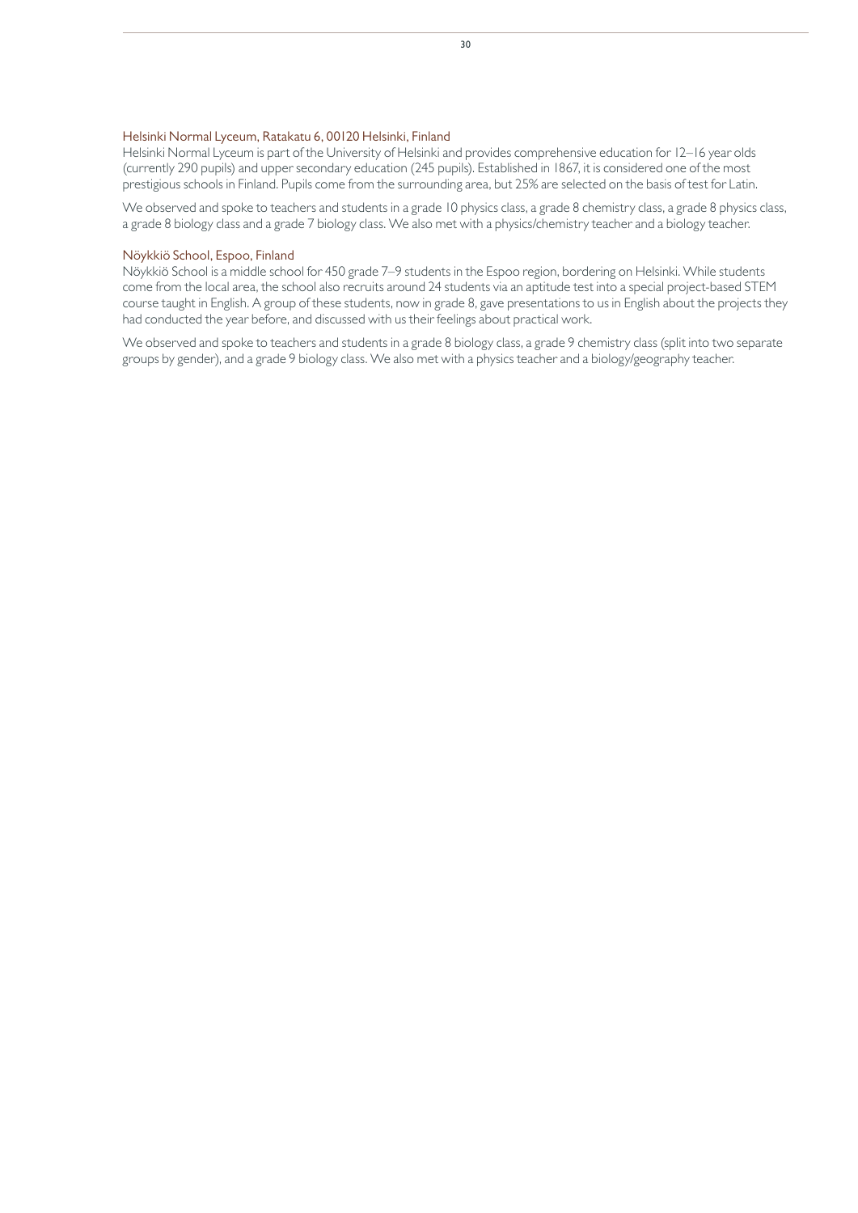### Helsinki Normal Lyceum, Ratakatu 6, 00120 Helsinki, Finland

Helsinki Normal Lyceum is part of the University of Helsinki and provides comprehensive education for 12–16 year olds (currently 290 pupils) and upper secondary education (245 pupils). Established in 1867, it is considered one of the most prestigious schools in Finland. Pupils come from the surrounding area, but 25% are selected on the basis of test for Latin.

We observed and spoke to teachers and students in a grade 10 physics class, a grade 8 chemistry class, a grade 8 physics class, a grade 8 biology class and a grade 7 biology class. We also met with a physics/chemistry teacher and a biology teacher.

### Nöykkiö School, Espoo, Finland

Nöykkiö School is a middle school for 450 grade 7–9 students in the Espoo region, bordering on Helsinki. While students come from the local area, the school also recruits around 24 students via an aptitude test into a special project-based STEM course taught in English. A group of these students, now in grade 8, gave presentations to us in English about the projects they had conducted the year before, and discussed with us their feelings about practical work.

We observed and spoke to teachers and students in a grade 8 biology class, a grade 9 chemistry class (split into two separate groups by gender), and a grade 9 biology class. We also met with a physics teacher and a biology/geography teacher.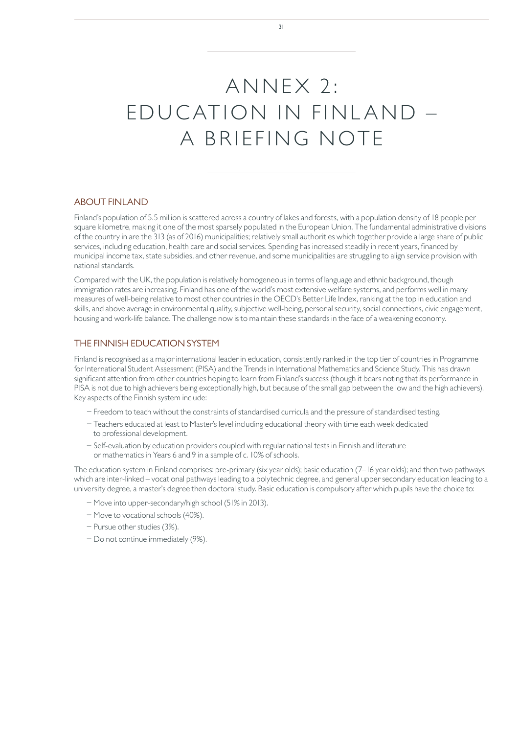# ANNEX 2: EDUCATION IN FINLAND – A BRIEFING NOTE

## ABOUT FINLAND

Finland's population of 5.5 million is scattered across a country of lakes and forests, with a population density of 18 people per square kilometre, making it one of the most sparsely populated in the European Union. The fundamental administrative divisions of the country in are the 313 (as of 2016) municipalities; relatively small authorities which together provide a large share of public services, including education, health care and social services. Spending has increased steadily in recent years, financed by municipal income tax, state subsidies, and other revenue, and some municipalities are struggling to align service provision with national standards.

Compared with the UK, the population is relatively homogeneous in terms of language and ethnic background, though immigration rates are increasing. Finland has one of the world's most extensive welfare systems, and performs well in many measures of well-being relative to most other countries in the OECD's Better Life Index, ranking at the top in education and skills, and above average in environmental quality, subjective well-being, personal security, social connections, civic engagement, housing and work-life balance. The challenge now is to maintain these standards in the face of a weakening economy.

## THE FINNISH EDUCATION SYSTEM

Finland is recognised as a major international leader in education, consistently ranked in the top tier of countries in Programme for International Student Assessment (PISA) and the Trends in International Mathematics and Science Study. This has drawn significant attention from other countries hoping to learn from Finland's success (though it bears noting that its performance in PISA is not due to high achievers being exceptionally high, but because of the small gap between the low and the high achievers). Key aspects of the Finnish system include:

- Freedom to teach without the constraints of standardised curricula and the pressure of standardised testing.
- Teachers educated at least to Master's level including educational theory with time each week dedicated to professional development.
- Self-evaluation by education providers coupled with regular national tests in Finnish and literature or mathematics in Years 6 and 9 in a sample of c. 10% of schools.

The education system in Finland comprises: pre-primary (six year olds); basic education (7–16 year olds); and then two pathways which are inter-linked – vocational pathways leading to a polytechnic degree, and general upper secondary education leading to a university degree, a master's degree then doctoral study. Basic education is compulsory after which pupils have the choice to:

- Move into upper-secondary/high school (51% in 2013).
- Move to vocational schools (40%).
- Pursue other studies (3%).
- Do not continue immediately (9%).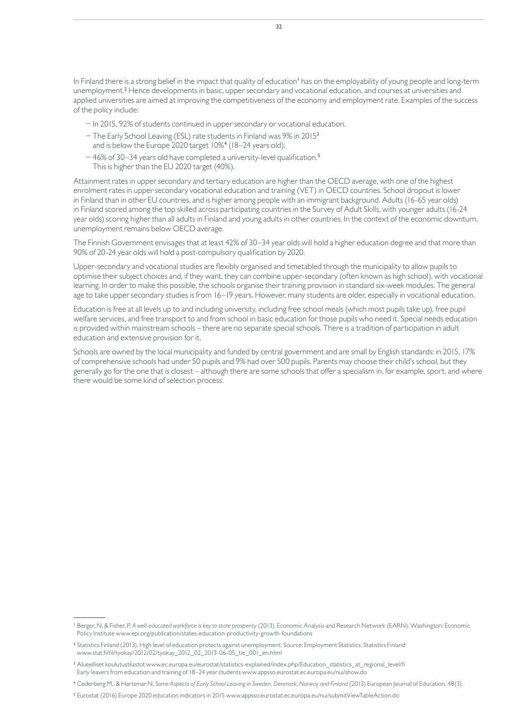In Finland there is a strong belief in the impact that quality of education[1] has on the employability of young people and long-term unemployment.[2] Hence developments in basic, upper secondary and vocational education, and courses at universities and applied universities are aimed at improving the competitiveness of the economy and employment rate. Examples of the success of the policy include:

- In 2015, 92% of students continued in upper secondary or vocational education.
- The Early School Leaving (ESL) rate students in Finland was 9% in 2015[3] and is below the Europe 2020 target 10%[4] (18–24 years old).
- 46% of 30–34 years old have completed a university-level qualification.[5] This is higher than the EU 2020 target (40%).

Attainment rates in upper secondary and tertiary education are higher than the OECD average, with one of the highest enrolment rates in upper secondary vocational education and training (VET) in OECD countries. School dropout is lower in Finland than in other EU countries, and is higher among people with an immigrant background. Adults (16-65 year olds) in Finland scored among the top skilled across participating countries in the Survey of Adult Skills, with younger adults (16-24 year olds) scoring higher than all adults in Finland and young adults in other countries. In the context of the economic downturn, unemployment remains below OECD average.

The Finnish Government envisages that at least 42% of 30–34 year olds will hold a higher education degree and that more than 90% of 20-24 year olds will hold a post-compulsory qualification by 2020.

Upper-secondary and vocational studies are flexibly organised and timetabled through the municipality to allow pupils to optimise their subject choices and, if they want, they can combine upper-secondary (often known as high school), with vocational learning. In order to make this possible, the schools organise their training provision in standard six-week modules. The general age to take upper secondary studies is from 16–19 years. However, many students are older, especially in vocational education.

Education is free at all levels up to and including university, including free school meals (which most pupils take up), free pupil welfare services, and free transport to and from school in basic education for those pupils who need it. Special needs education is provided within mainstream schools – there are no separate special schools. There is a tradition of participation in adult education and extensive provision for it.

Schools are owned by the local municipality and funded by central government and are small by English standards: in 2015, 17% of comprehensive schools had under 50 pupils and 9% had over 500 pupils. Parents may choose their child's school, but they generally go for the one that is closest – although there are some schools that offer a specialism in, for example, sport, and where there would be some kind of selection process.

---

[1] Berger, N. & Fisher, P. *A well-educated workforce is key to state prosperity* (2013). Economic Analysis and Research Network (EARN). Washington: Economic Policy Institute www.epi.org/publication/states-education-productivity-growth-foundations

[2] Statistics Finland (2013). High level of education protects against unemployment. Source: Employment Statistics, Statistics Finland www.stat.fi/til/tyokay/2012/02/tyokay_2012_02_2013-06-05_tie_001_en.html

[3] Alueelliset koulutustilastot www.ec.europa.eu/eurostat/statistics-explained/index.php/Education_statistics_at_regional_level/fi Early leavers from education and training of 18–24 year students www.appsso.eurostat.ec.europa.eu/nui/show.do

[4] Cederberg M,. & Hartsmar N. *Some Aspects of Early School Leaving in Sweden, Denmark, Norway and Finland* (2013) European Journal of Education, 48(3).

[5] Eurostat (2016) Europe 2020 education indicators in 2015 www.appsso.eurostat.ec.europa.eu/nui/submitViewTableAction.do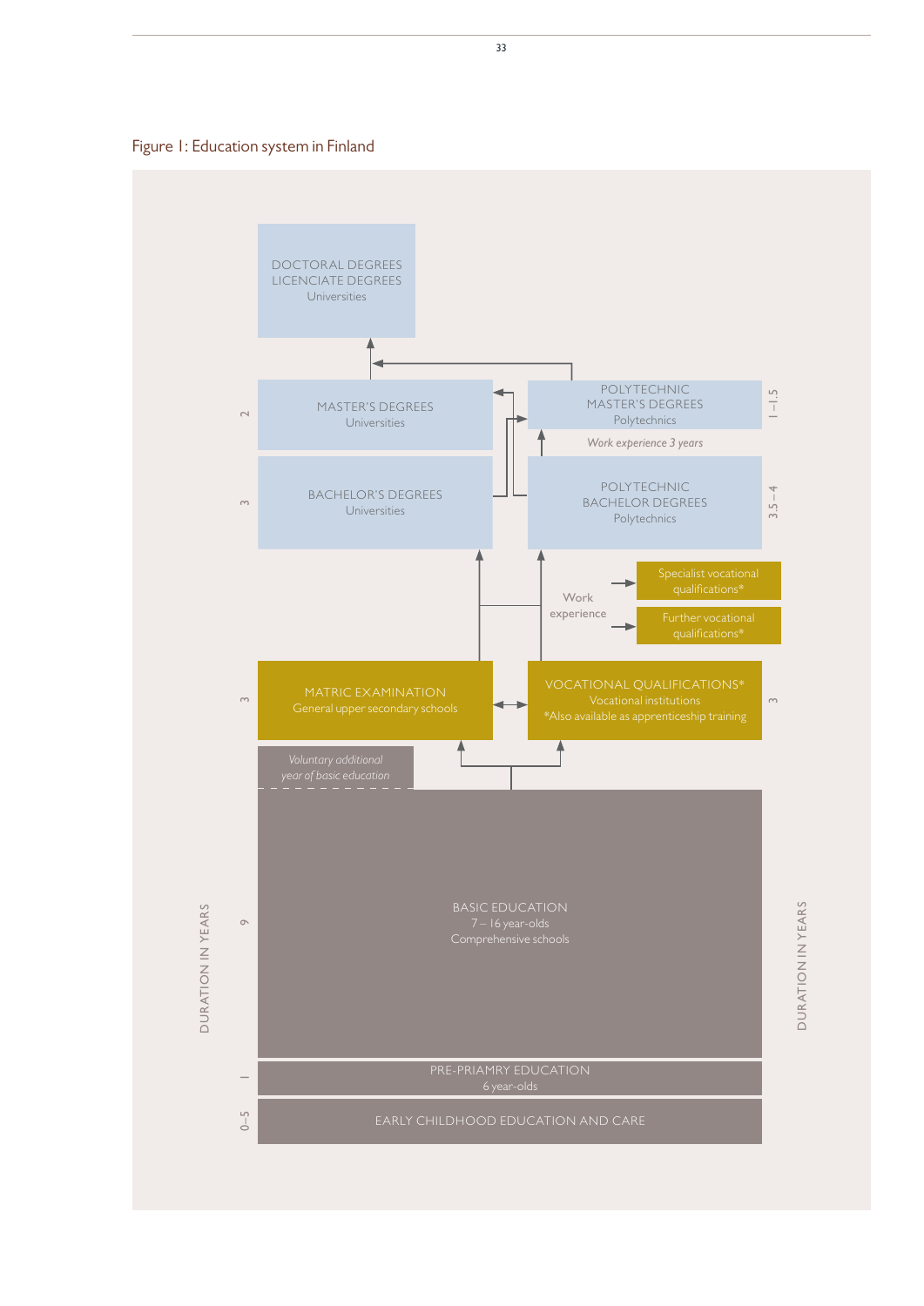Figure 1: Education system in Finland

DOCTORAL DEGREES
LICENCIATE DEGREES
Universities

MASTER'S DEGREES
Universities

2

POLYTECHNIC
MASTER'S DEGREES
Polytechnics

1–1.5

*Work experience 3 years*

BACHELOR'S DEGREES
Universities

3

POLYTECHNIC
BACHELOR DEGREES
Polytechnics

3.5–4

Work experience

Specialist vocational qualifications*

Further vocational qualifications*

MATRIC EXAMINATION
General upper secondary schools

3

VOCATIONAL QUALIFICATIONS*
Vocational institutions
*Also available as apprenticeship training

3

*Voluntary additional year of basic education*

BASIC EDUCATION
7 – 16 year-olds
Comprehensive schools

9

PRE-PRIAMRY EDUCATION
6 year-olds

1

EARLY CHILDHOOD EDUCATION AND CARE

0–5

DURATION IN YEARS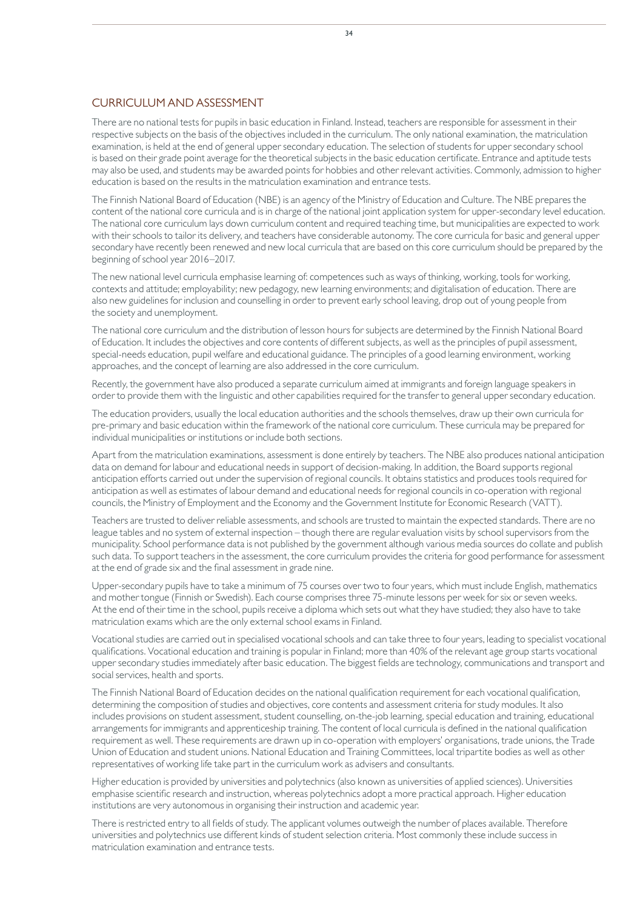## CURRICULUM AND ASSESSMENT

There are no national tests for pupils in basic education in Finland. Instead, teachers are responsible for assessment in their respective subjects on the basis of the objectives included in the curriculum. The only national examination, the matriculation examination, is held at the end of general upper secondary education. The selection of students for upper secondary school is based on their grade point average for the theoretical subjects in the basic education certificate. Entrance and aptitude tests may also be used, and students may be awarded points for hobbies and other relevant activities. Commonly, admission to higher education is based on the results in the matriculation examination and entrance tests.

The Finnish National Board of Education (NBE) is an agency of the Ministry of Education and Culture. The NBE prepares the content of the national core curricula and is in charge of the national joint application system for upper-secondary level education. The national core curriculum lays down curriculum content and required teaching time, but municipalities are expected to work with their schools to tailor its delivery, and teachers have considerable autonomy. The core curricula for basic and general upper secondary have recently been renewed and new local curricula that are based on this core curriculum should be prepared by the beginning of school year 2016–2017.

The new national level curricula emphasise learning of: competences such as ways of thinking, working, tools for working, contexts and attitude; employability; new pedagogy, new learning environments; and digitalisation of education. There are also new guidelines for inclusion and counselling in order to prevent early school leaving, drop out of young people from the society and unemployment.

The national core curriculum and the distribution of lesson hours for subjects are determined by the Finnish National Board of Education. It includes the objectives and core contents of different subjects, as well as the principles of pupil assessment, special-needs education, pupil welfare and educational guidance. The principles of a good learning environment, working approaches, and the concept of learning are also addressed in the core curriculum.

Recently, the government have also produced a separate curriculum aimed at immigrants and foreign language speakers in order to provide them with the linguistic and other capabilities required for the transfer to general upper secondary education.

The education providers, usually the local education authorities and the schools themselves, draw up their own curricula for pre-primary and basic education within the framework of the national core curriculum. These curricula may be prepared for individual municipalities or institutions or include both sections.

Apart from the matriculation examinations, assessment is done entirely by teachers. The NBE also produces national anticipation data on demand for labour and educational needs in support of decision-making. In addition, the Board supports regional anticipation efforts carried out under the supervision of regional councils. It obtains statistics and produces tools required for anticipation as well as estimates of labour demand and educational needs for regional councils in co-operation with regional councils, the Ministry of Employment and the Economy and the Government Institute for Economic Research (VATT).

Teachers are trusted to deliver reliable assessments, and schools are trusted to maintain the expected standards. There are no league tables and no system of external inspection – though there are regular evaluation visits by school supervisors from the municipality. School performance data is not published by the government although various media sources do collate and publish such data. To support teachers in the assessment, the core curriculum provides the criteria for good performance for assessment at the end of grade six and the final assessment in grade nine.

Upper-secondary pupils have to take a minimum of 75 courses over two to four years, which must include English, mathematics and mother tongue (Finnish or Swedish). Each course comprises three 75-minute lessons per week for six or seven weeks. At the end of their time in the school, pupils receive a diploma which sets out what they have studied; they also have to take matriculation exams which are the only external school exams in Finland.

Vocational studies are carried out in specialised vocational schools and can take three to four years, leading to specialist vocational qualifications. Vocational education and training is popular in Finland; more than 40% of the relevant age group starts vocational upper secondary studies immediately after basic education. The biggest fields are technology, communications and transport and social services, health and sports.

The Finnish National Board of Education decides on the national qualification requirement for each vocational qualification, determining the composition of studies and objectives, core contents and assessment criteria for study modules. It also includes provisions on student assessment, student counselling, on-the-job learning, special education and training, educational arrangements for immigrants and apprenticeship training. The content of local curricula is defined in the national qualification requirement as well. These requirements are drawn up in co-operation with employers' organisations, trade unions, the Trade Union of Education and student unions. National Education and Training Committees, local tripartite bodies as well as other representatives of working life take part in the curriculum work as advisers and consultants.

Higher education is provided by universities and polytechnics (also known as universities of applied sciences). Universities emphasise scientific research and instruction, whereas polytechnics adopt a more practical approach. Higher education institutions are very autonomous in organising their instruction and academic year.

There is restricted entry to all fields of study. The applicant volumes outweigh the number of places available. Therefore universities and polytechnics use different kinds of student selection criteria. Most commonly these include success in matriculation examination and entrance tests.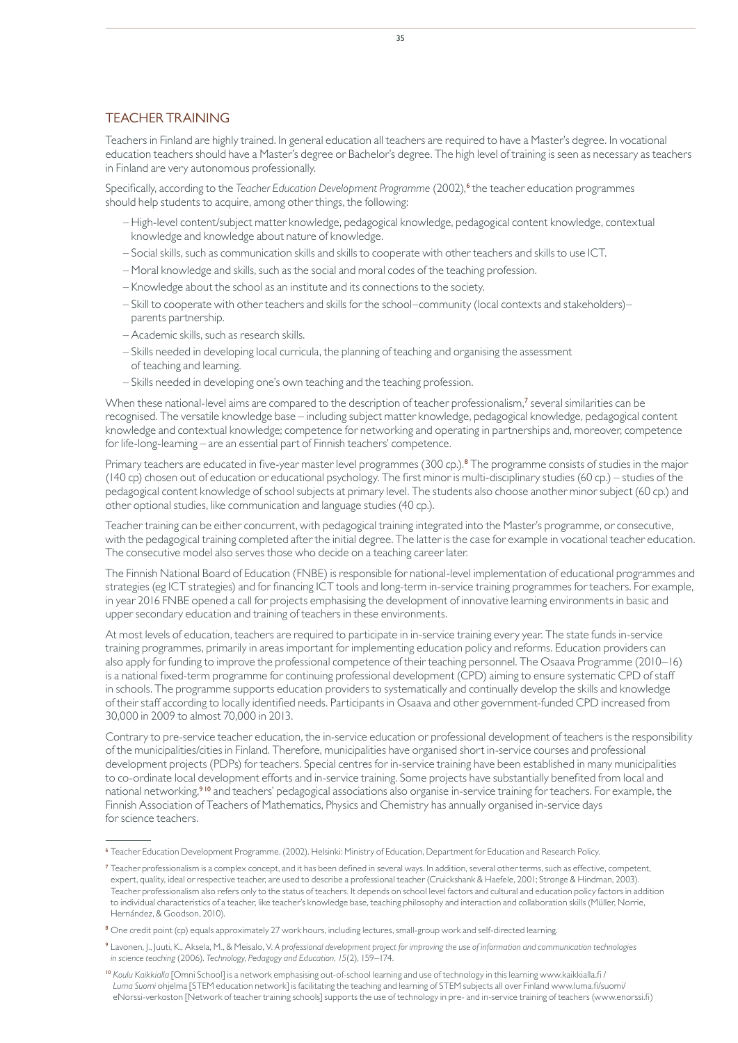## TEACHER TRAINING

Teachers in Finland are highly trained. In general education all teachers are required to have a Master's degree. In vocational education teachers should have a Master's degree or Bachelor's degree. The high level of training is seen as necessary as teachers in Finland are very autonomous professionally.

Specifically, according to the *Teacher Education Development Programme* (2002),[6] the teacher education programmes should help students to acquire, among other things, the following:

- High-level content/subject matter knowledge, pedagogical knowledge, pedagogical content knowledge, contextual knowledge and knowledge about nature of knowledge.
- Social skills, such as communication skills and skills to cooperate with other teachers and skills to use ICT.
- Moral knowledge and skills, such as the social and moral codes of the teaching profession.
- Knowledge about the school as an institute and its connections to the society.
- Skill to cooperate with other teachers and skills for the school–community (local contexts and stakeholders)–parents partnership.
- Academic skills, such as research skills.
- Skills needed in developing local curricula, the planning of teaching and organising the assessment of teaching and learning.
- Skills needed in developing one's own teaching and the teaching profession.

When these national-level aims are compared to the description of teacher professionalism,[7] several similarities can be recognised. The versatile knowledge base – including subject matter knowledge, pedagogical knowledge, pedagogical content knowledge and contextual knowledge; competence for networking and operating in partnerships and, moreover, competence for life-long-learning – are an essential part of Finnish teachers' competence.

Primary teachers are educated in five-year master level programmes (300 cp.).[8] The programme consists of studies in the major (140 cp) chosen out of education or educational psychology. The first minor is multi-disciplinary studies (60 cp.) – studies of the pedagogical content knowledge of school subjects at primary level. The students also choose another minor subject (60 cp.) and other optional studies, like communication and language studies (40 cp.).

Teacher training can be either concurrent, with pedagogical training integrated into the Master's programme, or consecutive, with the pedagogical training completed after the initial degree. The latter is the case for example in vocational teacher education. The consecutive model also serves those who decide on a teaching career later.

The Finnish National Board of Education (FNBE) is responsible for national-level implementation of educational programmes and strategies (eg ICT strategies) and for financing ICT tools and long-term in-service training programmes for teachers. For example, in year 2016 FNBE opened a call for projects emphasising the development of innovative learning environments in basic and upper secondary education and training of teachers in these environments.

At most levels of education, teachers are required to participate in in-service training every year. The state funds in-service training programmes, primarily in areas important for implementing education policy and reforms. Education providers can also apply for funding to improve the professional competence of their teaching personnel. The Osaava Programme (2010–16) is a national fixed-term programme for continuing professional development (CPD) aiming to ensure systematic CPD of staff in schools. The programme supports education providers to systematically and continually develop the skills and knowledge of their staff according to locally identified needs. Participants in Osaava and other government-funded CPD increased from 30,000 in 2009 to almost 70,000 in 2013.

Contrary to pre-service teacher education, the in-service education or professional development of teachers is the responsibility of the municipalities/cities in Finland. Therefore, municipalities have organised short in-service courses and professional development projects (PDPs) for teachers. Special centres for in-service training have been established in many municipalities to co-ordinate local development efforts and in-service training. Some projects have substantially benefited from local and national networking,[9,10] and teachers' pedagogical associations also organise in-service training for teachers. For example, the Finnish Association of Teachers of Mathematics, Physics and Chemistry has annually organised in-service days for science teachers.

---

[6] Teacher Education Development Programme. (2002). Helsinki: Ministry of Education, Department for Education and Research Policy.

[7] Teacher professionalism is a complex concept, and it has been defined in several ways. In addition, several other terms, such as effective, competent, expert, quality, ideal or respective teacher, are used to describe a professional teacher (Cruickshank & Haefele, 2001; Stronge & Hindman, 2003). Teacher professionalism also refers only to the status of teachers. It depends on school level factors and cultural and education policy factors in addition to individual characteristics of a teacher, like teacher's knowledge base, teaching philosophy and interaction and collaboration skills (Müller, Norrie, Hernández, & Goodson, 2010).

[8] One credit point (cp) equals approximately 27 work hours, including lectures, small-group work and self-directed learning.

[9] Lavonen, J., Juuti, K., Aksela, M., & Meisalo, V. *A professional development project for improving the use of information and communication technologies in science teaching* (2006). *Technology, Pedagogy and Education, 15*(2), 159–174.

[10] *Koulu Kaikkialla* [Omni School] is a network emphasising out-of-school learning and use of technology in this learning www.kaikkialla.fi / *Luma Suomi* ohjelma [STEM education network] is facilitating the teaching and learning of STEM subjects all over Finland www.luma.fi/suomi/ eNorssi-verkoston [Network of teacher training schools] supports the use of technology in pre- and in-service training of teachers (www.enorssi.fi)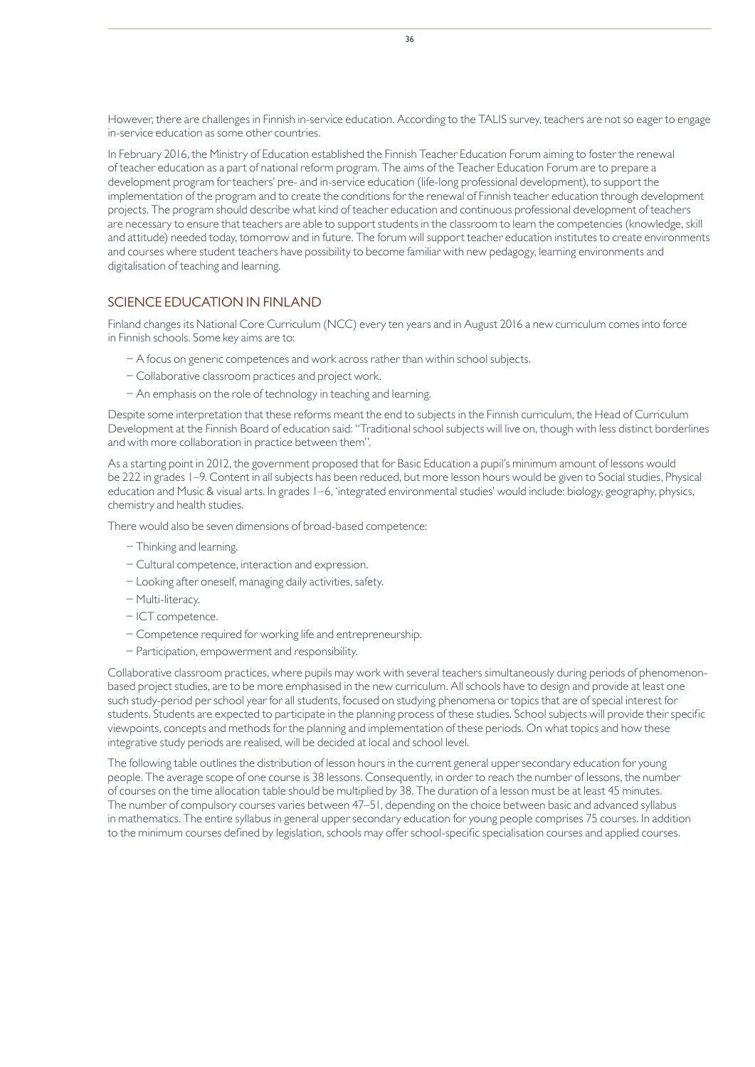However, there are challenges in Finnish in-service education. According to the TALIS survey, teachers are not so eager to engage in-service education as some other countries.

In February 2016, the Ministry of Education established the Finnish Teacher Education Forum aiming to foster the renewal of teacher education as a part of national reform program. The aims of the Teacher Education Forum are to prepare a development program for teachers' pre- and in-service education (life-long professional development), to support the implementation of the program and to create the conditions for the renewal of Finnish teacher education through development projects. The program should describe what kind of teacher education and continuous professional development of teachers are necessary to ensure that teachers are able to support students in the classroom to learn the competencies (knowledge, skill and attitude) needed today, tomorrow and in future. The forum will support teacher education institutes to create environments and courses where student teachers have possibility to become familiar with new pedagogy, learning environments and digitalisation of teaching and learning.

## SCIENCE EDUCATION IN FINLAND

Finland changes its National Core Curriculum (NCC) every ten years and in August 2016 a new curriculum comes into force in Finnish schools. Some key aims are to:

- A focus on generic competences and work across rather than within school subjects.
- Collaborative classroom practices and project work.
- An emphasis on the role of technology in teaching and learning.

Despite some interpretation that these reforms meant the end to subjects in the Finnish curriculum, the Head of Curriculum Development at the Finnish Board of education said: "Traditional school subjects will live on, though with less distinct borderlines and with more collaboration in practice between them".

As a starting point in 2012, the government proposed that for Basic Education a pupil's minimum amount of lessons would be 222 in grades 1–9. Content in all subjects has been reduced, but more lesson hours would be given to Social studies, Physical education and Music & visual arts. In grades 1–6, 'integrated environmental studies' would include: biology, geography, physics, chemistry and health studies.

There would also be seven dimensions of broad-based competence:

- Thinking and learning.
- Cultural competence, interaction and expression.
- Looking after oneself, managing daily activities, safety.
- Multi-literacy.
- ICT competence.
- Competence required for working life and entrepreneurship.
- Participation, empowerment and responsibility.

Collaborative classroom practices, where pupils may work with several teachers simultaneously during periods of phenomenon-based project studies, are to be more emphasised in the new curriculum. All schools have to design and provide at least one such study-period per school year for all students, focused on studying phenomena or topics that are of special interest for students. Students are expected to participate in the planning process of these studies. School subjects will provide their specific viewpoints, concepts and methods for the planning and implementation of these periods. On what topics and how these integrative study periods are realised, will be decided at local and school level.

The following table outlines the distribution of lesson hours in the current general upper secondary education for young people. The average scope of one course is 38 lessons. Consequently, in order to reach the number of lessons, the number of courses on the time allocation table should be multiplied by 38. The duration of a lesson must be at least 45 minutes. The number of compulsory courses varies between 47–51, depending on the choice between basic and advanced syllabus in mathematics. The entire syllabus in general upper secondary education for young people comprises 75 courses. In addition to the minimum courses defined by legislation, schools may offer school-specific specialisation courses and applied courses.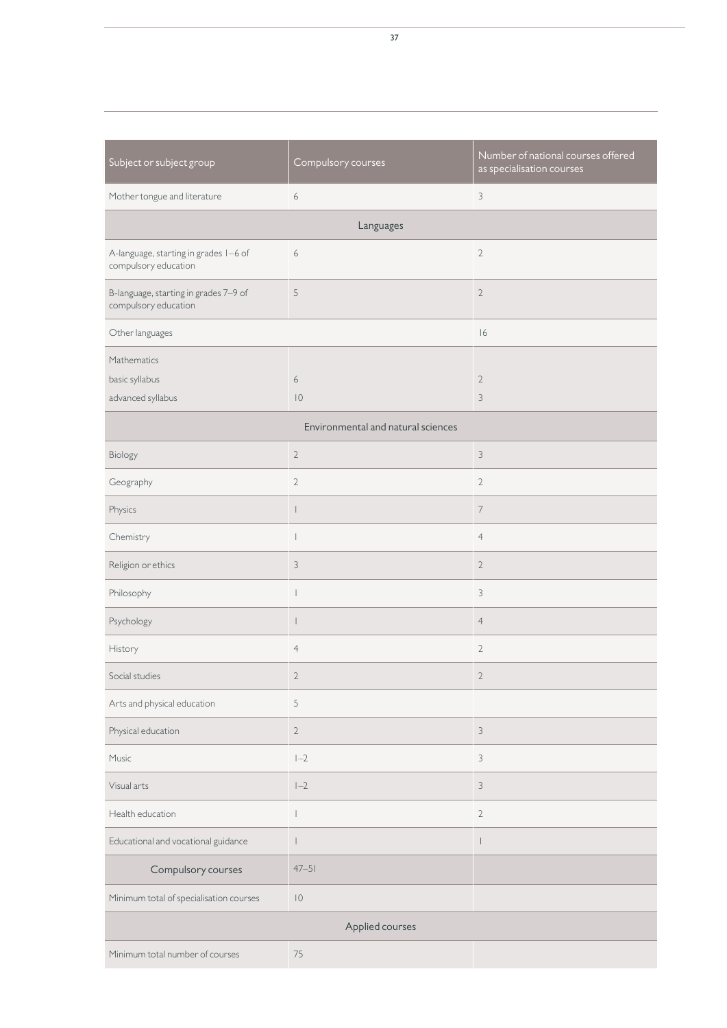| Subject or subject group | Compulsory courses | Number of national courses offered as specialisation courses |
|---|---|---|
| Mother tongue and literature | 6 | 3 |
| Languages | | |
| A-language, starting in grades 1–6 of compulsory education | 6 | 2 |
| B-language, starting in grades 7–9 of compulsory education | 5 | 2 |
| Other languages | | 16 |
| Mathematics<br>basic syllabus<br>advanced syllabus | <br>6<br>10 | <br>2<br>3 |
| Environmental and natural sciences | | |
| Biology | 2 | 3 |
| Geography | 2 | 2 |
| Physics | 1 | 7 |
| Chemistry | 1 | 4 |
| Religion or ethics | 3 | 2 |
| Philosophy | 1 | 3 |
| Psychology | 1 | 4 |
| History | 4 | 2 |
| Social studies | 2 | 2 |
| Arts and physical education | 5 | |
| Physical education | 2 | 3 |
| Music | 1–2 | 3 |
| Visual arts | 1–2 | 3 |
| Health education | 1 | 2 |
| Educational and vocational guidance | 1 | 1 |
| Compulsory courses | 47–51 | |
| Minimum total of specialisation courses | 10 | |
| Applied courses | | |
| Minimum total number of courses | 75 | |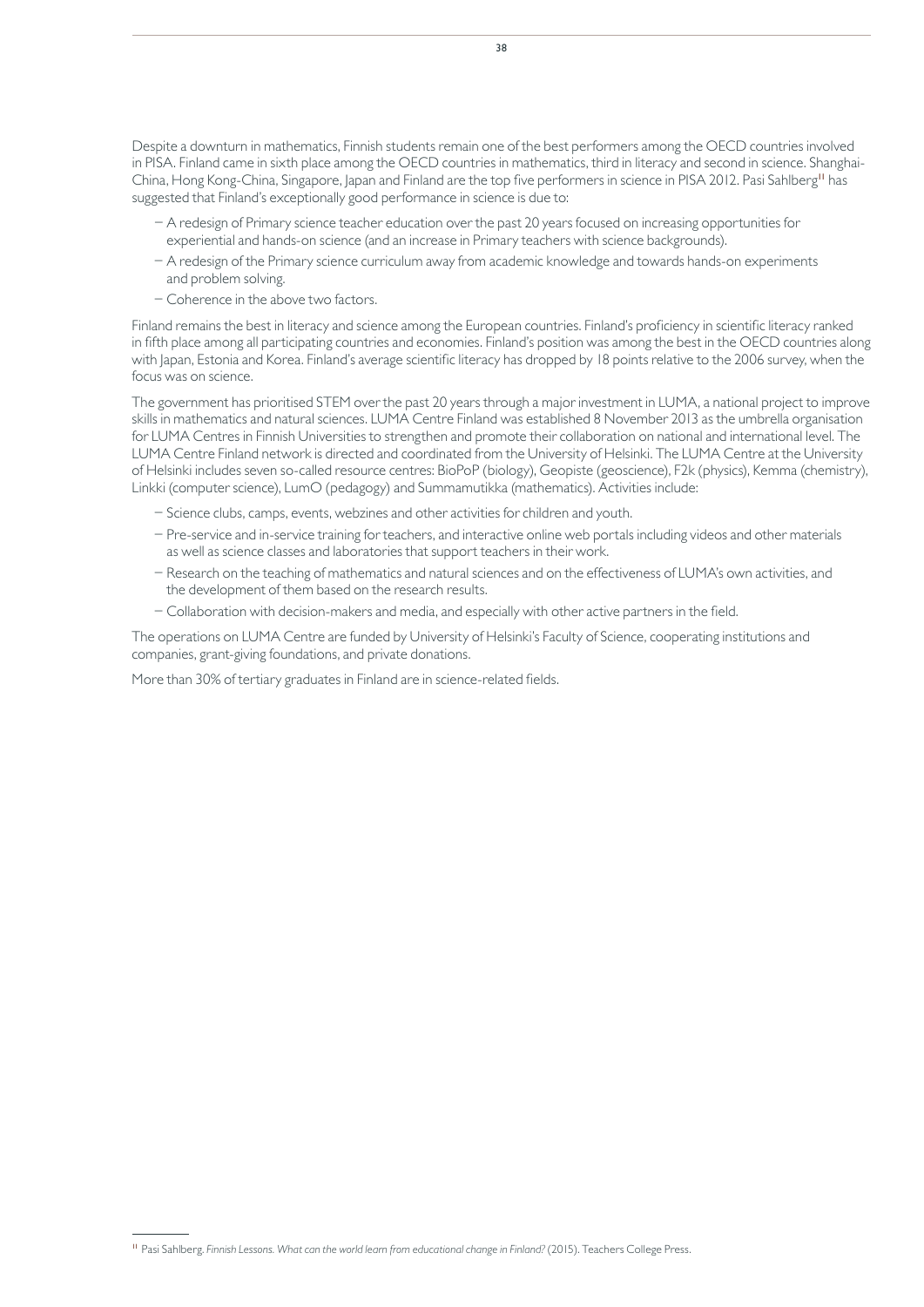Despite a downturn in mathematics, Finnish students remain one of the best performers among the OECD countries involved in PISA. Finland came in sixth place among the OECD countries in mathematics, third in literacy and second in science. Shanghai-China, Hong Kong-China, Singapore, Japan and Finland are the top five performers in science in PISA 2012. Pasi Sahlberg[11] has suggested that Finland's exceptionally good performance in science is due to:

- A redesign of Primary science teacher education over the past 20 years focused on increasing opportunities for experiential and hands-on science (and an increase in Primary teachers with science backgrounds).
- A redesign of the Primary science curriculum away from academic knowledge and towards hands-on experiments and problem solving.
- Coherence in the above two factors.

Finland remains the best in literacy and science among the European countries. Finland's proficiency in scientific literacy ranked in fifth place among all participating countries and economies. Finland's position was among the best in the OECD countries along with Japan, Estonia and Korea. Finland's average scientific literacy has dropped by 18 points relative to the 2006 survey, when the focus was on science.

The government has prioritised STEM over the past 20 years through a major investment in LUMA, a national project to improve skills in mathematics and natural sciences. LUMA Centre Finland was established 8 November 2013 as the umbrella organisation for LUMA Centres in Finnish Universities to strengthen and promote their collaboration on national and international level. The LUMA Centre Finland network is directed and coordinated from the University of Helsinki. The LUMA Centre at the University of Helsinki includes seven so-called resource centres: BioPoP (biology), Geopiste (geoscience), F2k (physics), Kemma (chemistry), Linkki (computer science), LumO (pedagogy) and Summamutikka (mathematics). Activities include:

- Science clubs, camps, events, webzines and other activities for children and youth.
- Pre-service and in-service training for teachers, and interactive online web portals including videos and other materials as well as science classes and laboratories that support teachers in their work.
- Research on the teaching of mathematics and natural sciences and on the effectiveness of LUMA's own activities, and the development of them based on the research results.
- Collaboration with decision-makers and media, and especially with other active partners in the field.

The operations on LUMA Centre are funded by University of Helsinki's Faculty of Science, cooperating institutions and companies, grant-giving foundations, and private donations.

More than 30% of tertiary graduates in Finland are in science-related fields.

[11] Pasi Sahlberg. *Finnish Lessons. What can the world learn from educational change in Finland?* (2015). Teachers College Press.